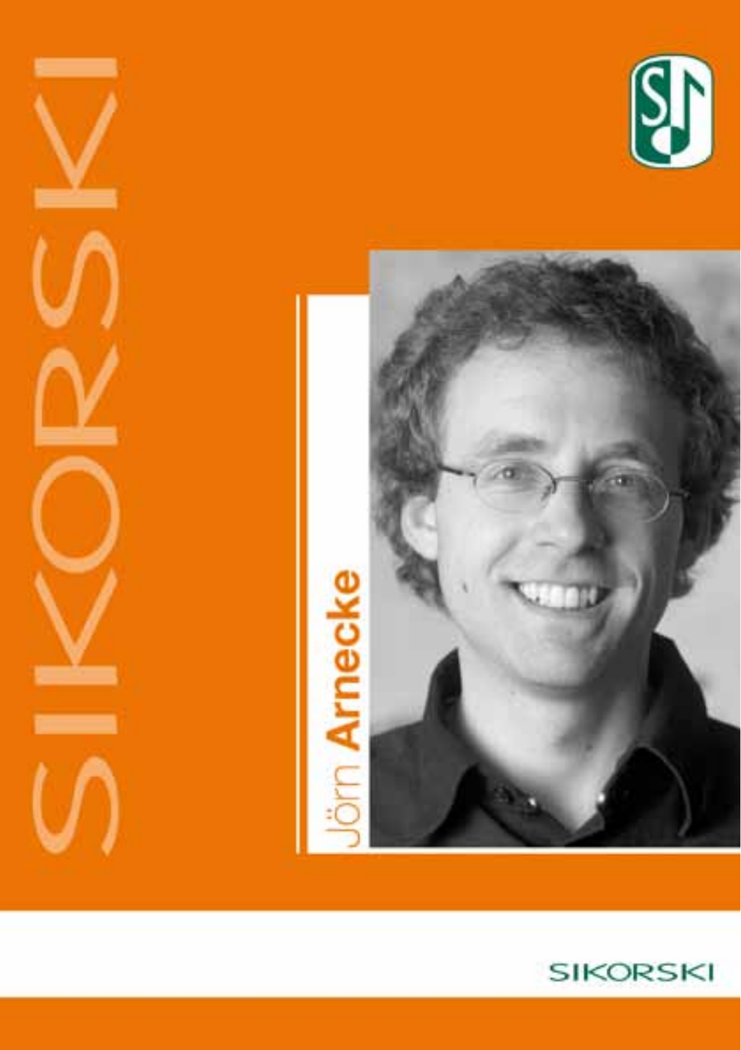SIKORSKI

# Jörn **Arnecke**

SIKORSKI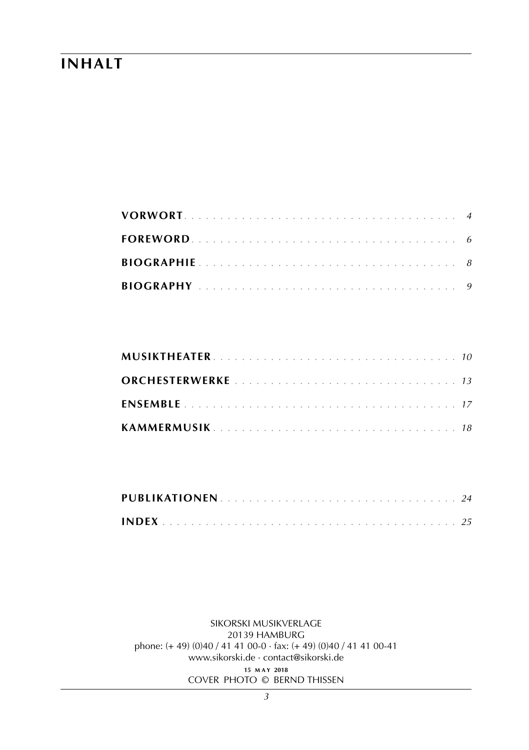# INHALT

**VORWORT** . . . . . . . . . . . . . . . . . . . . . . . . . . . . . . . . . . . . *4*

**FOREWORD** . . . . . . . . . . . . . . . . . . . . . . . . . . . . . . . . . . . *6*

**BIOGRAPHIE** . . . . . . . . . . . . . . . . . . . . . . . . . . . . . . . . . *8*

**BIOGRAPHY** . . . . . . . . . . . . . . . . . . . . . . . . . . . . . . . . . *9*

**MUSIKTHEATER** . . . . . . . . . . . . . . . . . . . . . . . . . . . . . . *10*

**ORCHESTERWERKE** . . . . . . . . . . . . . . . . . . . . . . . . . . . *13*

**ENSEMBLE** . . . . . . . . . . . . . . . . . . . . . . . . . . . . . . . . . . *17*

**KAMMERMUSIK** . . . . . . . . . . . . . . . . . . . . . . . . . . . . . . *18*

**PUBLIKATIONEN** . . . . . . . . . . . . . . . . . . . . . . . . . . . . . *24*

**INDEX** . . . . . . . . . . . . . . . . . . . . . . . . . . . . . . . . . . . . . . *25*

SIKORSKI MUSIKVERLAGE
20139 HAMBURG
phone: (+ 49) (0)40 / 41 41 00-0 · fax: (+ 49) (0)40 / 41 41 00-41
www.sikorski.de · contact@sikorski.de
15 MAY 2018
COVER PHOTO © BERND THISSEN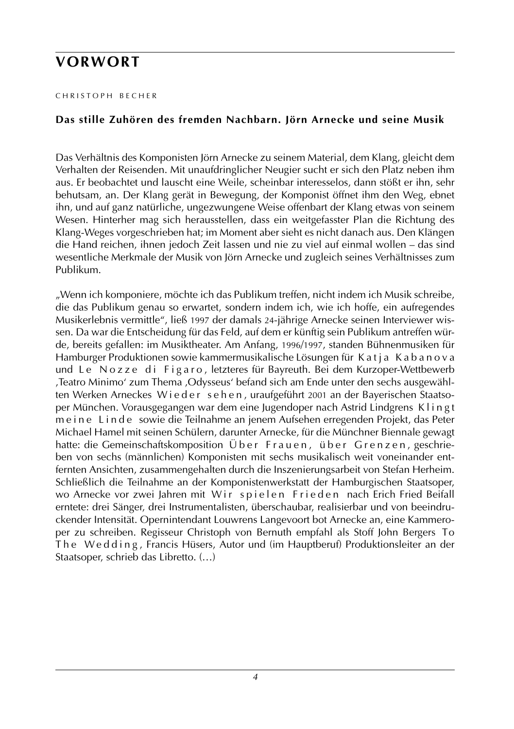# VORWORT

CHRISTOPH BECHER

**Das stille Zuhören des fremden Nachbarn. Jörn Arnecke und seine Musik**

Das Verhältnis des Komponisten Jörn Arnecke zu seinem Material, dem Klang, gleicht dem Verhalten der Reisenden. Mit unaufdringlicher Neugier sucht er sich den Platz neben ihm aus. Er beobachtet und lauscht eine Weile, scheinbar interesselos, dann stößt er ihn, sehr behutsam, an. Der Klang gerät in Bewegung, der Komponist öffnet ihm den Weg, ebnet ihn, und auf ganz natürliche, ungezwungene Weise offenbart der Klang etwas von seinem Wesen. Hinterher mag sich herausstellen, dass ein weitgefasster Plan die Richtung des Klang-Weges vorgeschrieben hat; im Moment aber sieht es nicht danach aus. Den Klängen die Hand reichen, ihnen jedoch Zeit lassen und nie zu viel auf einmal wollen – das sind wesentliche Merkmale der Musik von Jörn Arnecke und zugleich seines Verhältnisses zum Publikum.

„Wenn ich komponiere, möchte ich das Publikum treffen, nicht indem ich Musik schreibe, die das Publikum genau so erwartet, sondern indem ich, wie ich hoffe, ein aufregendes Musikerlebnis vermittle", ließ 1997 der damals 24-jährige Arnecke seinen Interviewer wissen. Da war die Entscheidung für das Feld, auf dem er künftig sein Publikum antreffen würde, bereits gefallen: im Musiktheater. Am Anfang, 1996/1997, standen Bühnenmusiken für Hamburger Produktionen sowie kammermusikalische Lösungen für Katja Kabanova und Le Nozze di Figaro, letzteres für Bayreuth. Bei dem Kurzoper-Wettbewerb ‚Teatro Minimo' zum Thema ‚Odysseus' befand sich am Ende unter den sechs ausgewählten Werken Arneckes Wieder sehen, uraufgeführt 2001 an der Bayerischen Staatsoper München. Vorausgegangen war dem eine Jugendoper nach Astrid Lindgrens Klingt meine Linde sowie die Teilnahme an jenem Aufsehen erregenden Projekt, das Peter Michael Hamel mit seinen Schülern, darunter Arnecke, für die Münchner Biennale gewagt hatte: die Gemeinschaftskomposition Über Frauen, über Grenzen, geschrieben von sechs (männlichen) Komponisten mit sechs musikalisch weit voneinander entfernten Ansichten, zusammengehalten durch die Inszenierungsarbeit von Stefan Herheim. Schließlich die Teilnahme an der Komponistenwerkstatt der Hamburgischen Staatsoper, wo Arnecke vor zwei Jahren mit Wir spielen Frieden nach Erich Fried Beifall erntete: drei Sänger, drei Instrumentalisten, überschaubar, realisierbar und von beeindruckender Intensität. Opernintendant Louwrens Langevoort bot Arnecke an, eine Kammeroper zu schreiben. Regisseur Christoph von Bernuth empfahl als Stoff John Bergers To The Wedding, Francis Hüsers, Autor und (im Hauptberuf) Produktionsleiter an der Staatsoper, schrieb das Libretto. (…)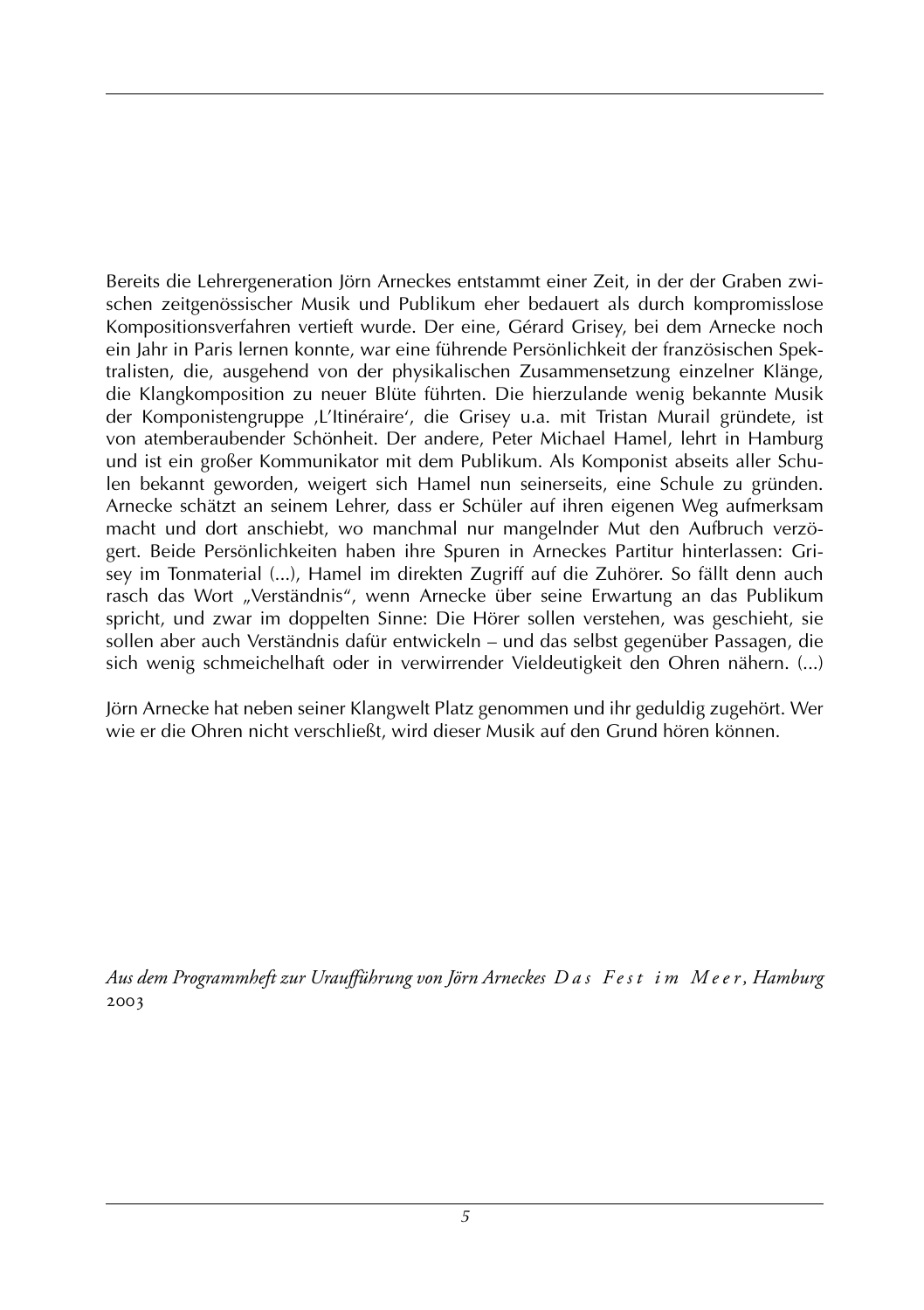Bereits die Lehrergeneration Jörn Arneckes entstammt einer Zeit, in der der Graben zwischen zeitgenössischer Musik und Publikum eher bedauert als durch kompromisslose Kompositionsverfahren vertieft wurde. Der eine, Gérard Grisey, bei dem Arnecke noch ein Jahr in Paris lernen konnte, war eine führende Persönlichkeit der französischen Spektralisten, die, ausgehend von der physikalischen Zusammensetzung einzelner Klänge, die Klangkomposition zu neuer Blüte führten. Die hierzulande wenig bekannte Musik der Komponistengruppe ‚L'Itinéraire', die Grisey u.a. mit Tristan Murail gründete, ist von atemberaubender Schönheit. Der andere, Peter Michael Hamel, lehrt in Hamburg und ist ein großer Kommunikator mit dem Publikum. Als Komponist abseits aller Schulen bekannt geworden, weigert sich Hamel nun seinerseits, eine Schule zu gründen. Arnecke schätzt an seinem Lehrer, dass er Schüler auf ihren eigenen Weg aufmerksam macht und dort anschiebt, wo manchmal nur mangelnder Mut den Aufbruch verzögert. Beide Persönlichkeiten haben ihre Spuren in Arneckes Partitur hinterlassen: Grisey im Tonmaterial (...), Hamel im direkten Zugriff auf die Zuhörer. So fällt denn auch rasch das Wort „Verständnis", wenn Arnecke über seine Erwartung an das Publikum spricht, und zwar im doppelten Sinne: Die Hörer sollen verstehen, was geschieht, sie sollen aber auch Verständnis dafür entwickeln – und das selbst gegenüber Passagen, die sich wenig schmeichelhaft oder in verwirrender Vieldeutigkeit den Ohren nähern. (...)

Jörn Arnecke hat neben seiner Klangwelt Platz genommen und ihr geduldig zugehört. Wer wie er die Ohren nicht verschließt, wird dieser Musik auf den Grund hören können.

*Aus dem Programmheft zur Uraufführung von Jörn Arneckes Das Fest im Meer, Hamburg 2003*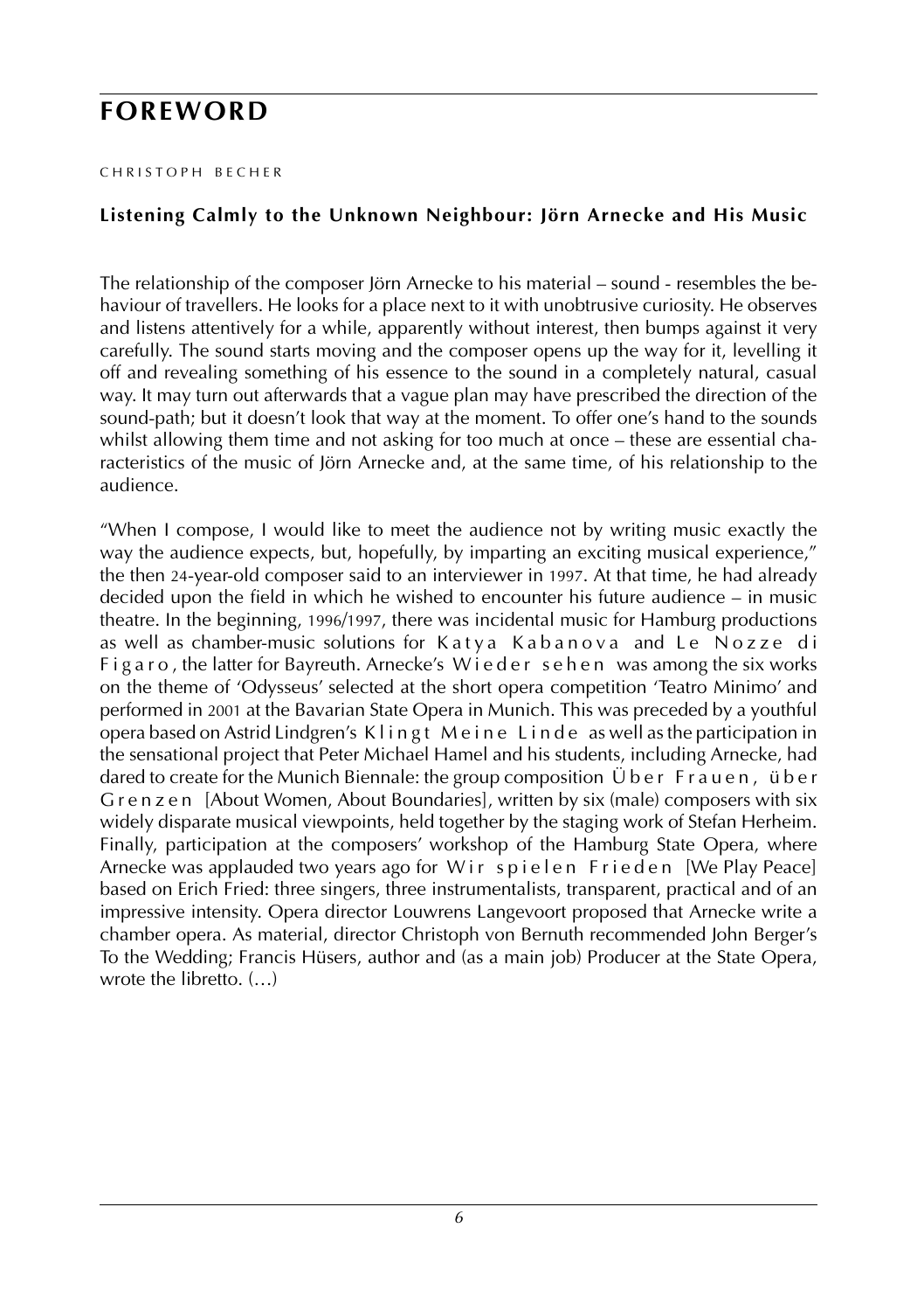# FOREWORD

CHRISTOPH BECHER

### Listening Calmly to the Unknown Neighbour: Jörn Arnecke and His Music

The relationship of the composer Jörn Arnecke to his material – sound - resembles the behaviour of travellers. He looks for a place next to it with unobtrusive curiosity. He observes and listens attentively for a while, apparently without interest, then bumps against it very carefully. The sound starts moving and the composer opens up the way for it, levelling it off and revealing something of his essence to the sound in a completely natural, casual way. It may turn out afterwards that a vague plan may have prescribed the direction of the sound-path; but it doesn't look that way at the moment. To offer one's hand to the sounds whilst allowing them time and not asking for too much at once – these are essential characteristics of the music of Jörn Arnecke and, at the same time, of his relationship to the audience.

"When I compose, I would like to meet the audience not by writing music exactly the way the audience expects, but, hopefully, by imparting an exciting musical experience," the then 24-year-old composer said to an interviewer in 1997. At that time, he had already decided upon the field in which he wished to encounter his future audience – in music theatre. In the beginning, 1996/1997, there was incidental music for Hamburg productions as well as chamber-music solutions for Katya Kabanova and Le Nozze di Figaro, the latter for Bayreuth. Arnecke's Wiedersehen was among the six works on the theme of 'Odysseus' selected at the short opera competition 'Teatro Minimo' and performed in 2001 at the Bavarian State Opera in Munich. This was preceded by a youthful opera based on Astrid Lindgren's Klingt Meine Linde as well as the participation in the sensational project that Peter Michael Hamel and his students, including Arnecke, had dared to create for the Munich Biennale: the group composition Über Frauen, über Grenzen [About Women, About Boundaries], written by six (male) composers with six widely disparate musical viewpoints, held together by the staging work of Stefan Herheim. Finally, participation at the composers' workshop of the Hamburg State Opera, where Arnecke was applauded two years ago for Wir spielen Frieden [We Play Peace] based on Erich Fried: three singers, three instrumentalists, transparent, practical and of an impressive intensity. Opera director Louwrens Langevoort proposed that Arnecke write a chamber opera. As material, director Christoph von Bernuth recommended John Berger's To the Wedding; Francis Hüsers, author and (as a main job) Producer at the State Opera, wrote the libretto. (…)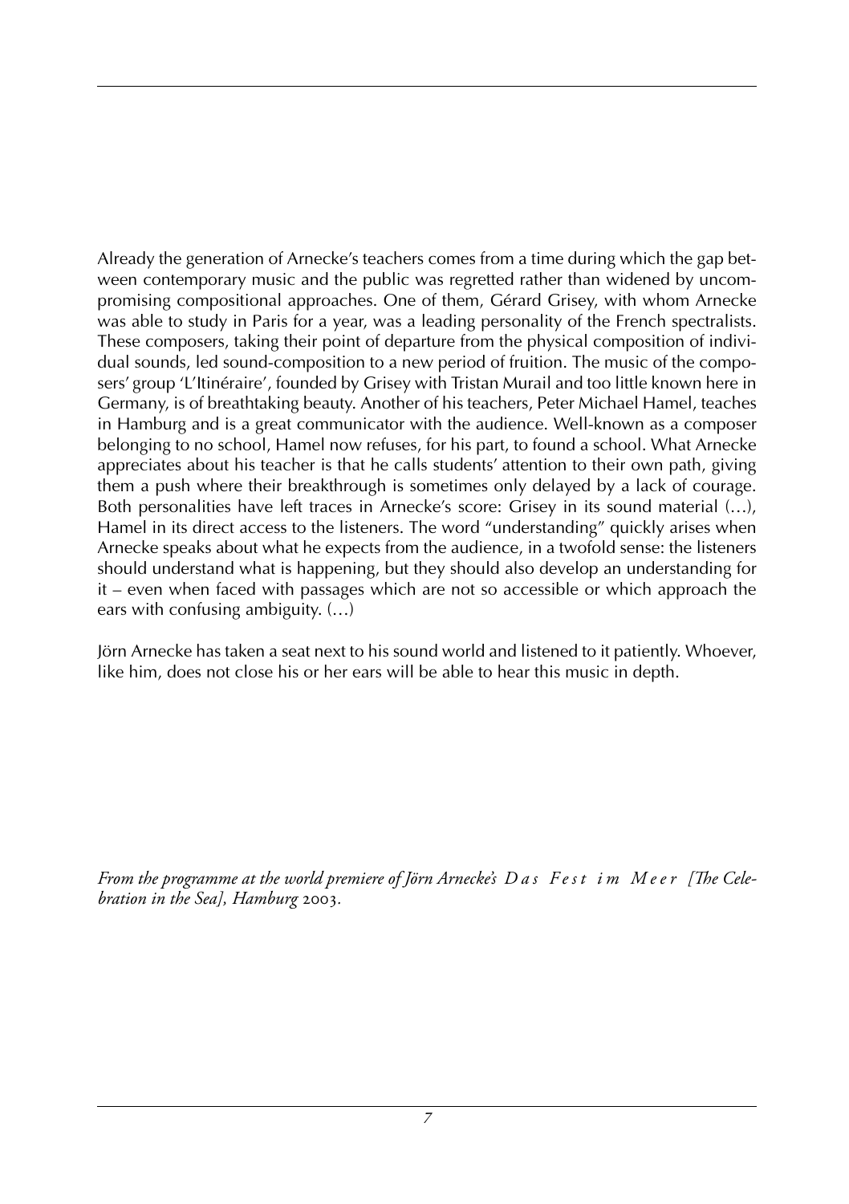Already the generation of Arnecke's teachers comes from a time during which the gap between contemporary music and the public was regretted rather than widened by uncompromising compositional approaches. One of them, Gérard Grisey, with whom Arnecke was able to study in Paris for a year, was a leading personality of the French spectralists. These composers, taking their point of departure from the physical composition of individual sounds, led sound-composition to a new period of fruition. The music of the composers' group 'L'Itinéraire', founded by Grisey with Tristan Murail and too little known here in Germany, is of breathtaking beauty. Another of his teachers, Peter Michael Hamel, teaches in Hamburg and is a great communicator with the audience. Well-known as a composer belonging to no school, Hamel now refuses, for his part, to found a school. What Arnecke appreciates about his teacher is that he calls students' attention to their own path, giving them a push where their breakthrough is sometimes only delayed by a lack of courage. Both personalities have left traces in Arnecke's score: Grisey in its sound material (…), Hamel in its direct access to the listeners. The word "understanding" quickly arises when Arnecke speaks about what he expects from the audience, in a twofold sense: the listeners should understand what is happening, but they should also develop an understanding for it – even when faced with passages which are not so accessible or which approach the ears with confusing ambiguity. (…)

Jörn Arnecke has taken a seat next to his sound world and listened to it patiently. Whoever, like him, does not close his or her ears will be able to hear this music in depth.

*From the programme at the world premiere of Jörn Arnecke's Das Fest im Meer [The Celebration in the Sea], Hamburg 2003.*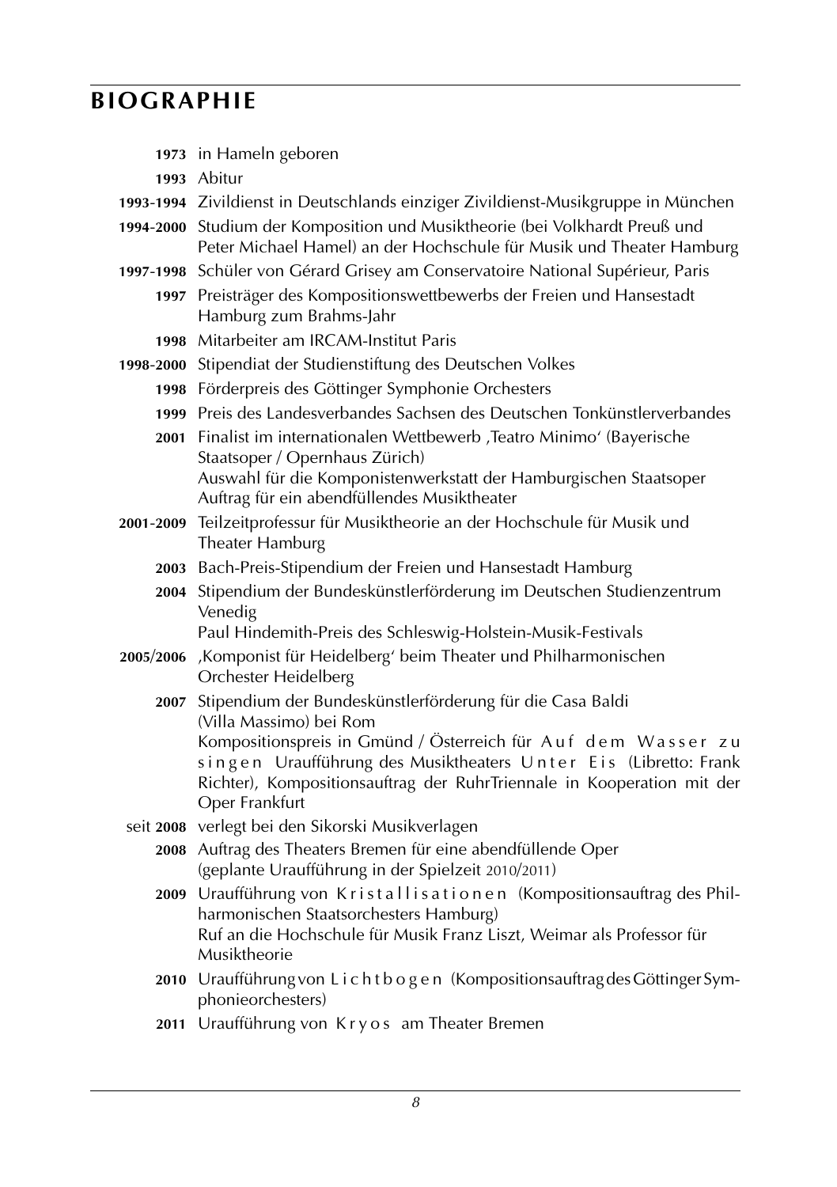# BIOGRAPHIE

**1973** in Hameln geboren

**1993** Abitur

**1993-1994** Zivildienst in Deutschlands einziger Zivildienst-Musikgruppe in München

**1994-2000** Studium der Komposition und Musiktheorie (bei Volkhardt Preuß und Peter Michael Hamel) an der Hochschule für Musik und Theater Hamburg

**1997-1998** Schüler von Gérard Grisey am Conservatoire National Supérieur, Paris

**1997** Preisträger des Kompositionswettbewerbs der Freien und Hansestadt Hamburg zum Brahms-Jahr

**1998** Mitarbeiter am IRCAM-Institut Paris

**1998-2000** Stipendiat der Studienstiftung des Deutschen Volkes

**1998** Förderpreis des Göttinger Symphonie Orchesters

**1999** Preis des Landesverbandes Sachsen des Deutschen Tonkünstlerverbandes

**2001** Finalist im internationalen Wettbewerb ‚Teatro Minimo' (Bayerische Staatsoper / Opernhaus Zürich)
Auswahl für die Komponistenwerkstatt der Hamburgischen Staatsoper
Auftrag für ein abendfüllendes Musiktheater

**2001-2009** Teilzeitprofessur für Musiktheorie an der Hochschule für Musik und Theater Hamburg

**2003** Bach-Preis-Stipendium der Freien und Hansestadt Hamburg

**2004** Stipendium der Bundeskünstlerförderung im Deutschen Studienzentrum Venedig
Paul Hindemith-Preis des Schleswig-Holstein-Musik-Festivals

**2005/2006** ‚Komponist für Heidelberg' beim Theater und Philharmonischen Orchester Heidelberg

**2007** Stipendium der Bundeskünstlerförderung für die Casa Baldi (Villa Massimo) bei Rom
Kompositionspreis in Gmünd / Österreich für *Auf dem Wasser zu singen* Uraufführung des Musiktheaters *Unter Eis* (Libretto: Frank Richter), Kompositionsauftrag der RuhrTriennale in Kooperation mit der Oper Frankfurt

seit **2008** verlegt bei den Sikorski Musikverlagen

**2008** Auftrag des Theaters Bremen für eine abendfüllende Oper (geplante Uraufführung in der Spielzeit 2010/2011)

**2009** Uraufführung von *Kristallisationen* (Kompositionsauftrag des Philharmonischen Staatsorchesters Hamburg)
Ruf an die Hochschule für Musik Franz Liszt, Weimar als Professor für Musiktheorie

**2010** Uraufführung von *Lichtbogen* (Kompositionsauftrag des Göttinger Symphonieorchesters)

**2011** Uraufführung von *Kryos* am Theater Bremen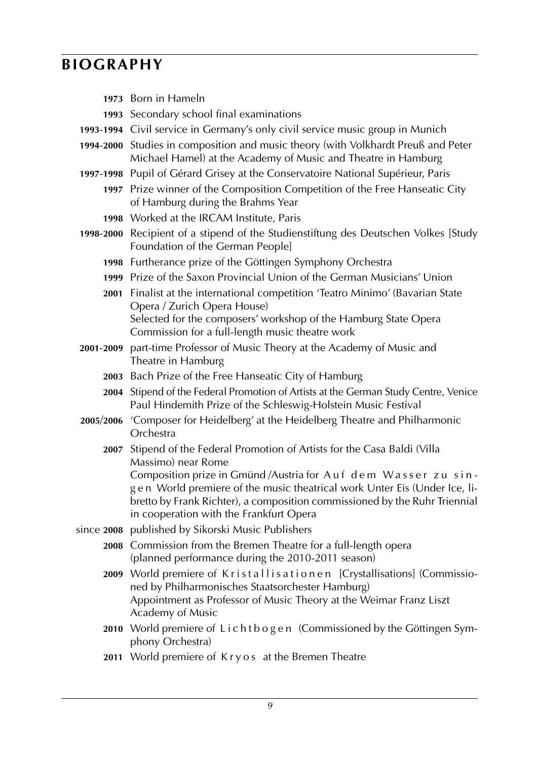# BIOGRAPHY

**1973** Born in Hameln

**1993** Secondary school final examinations

**1993-1994** Civil service in Germany's only civil service music group in Munich

**1994-2000** Studies in composition and music theory (with Volkhardt Preuß and Peter Michael Hamel) at the Academy of Music and Theatre in Hamburg

**1997-1998** Pupil of Gérard Grisey at the Conservatoire National Supérieur, Paris

**1997** Prize winner of the Composition Competition of the Free Hanseatic City of Hamburg during the Brahms Year

**1998** Worked at the IRCAM Institute, Paris

**1998-2000** Recipient of a stipend of the Studienstiftung des Deutschen Volkes [Study Foundation of the German People]

**1998** Furtherance prize of the Göttingen Symphony Orchestra

**1999** Prize of the Saxon Provincial Union of the German Musicians' Union

**2001** Finalist at the international competition 'Teatro Minimo' (Bavarian State Opera / Zurich Opera House)
Selected for the composers' workshop of the Hamburg State Opera
Commission for a full-length music theatre work

**2001-2009** part-time Professor of Music Theory at the Academy of Music and Theatre in Hamburg

**2003** Bach Prize of the Free Hanseatic City of Hamburg

**2004** Stipend of the Federal Promotion of Artists at the German Study Centre, Venice
Paul Hindemith Prize of the Schleswig-Holstein Music Festival

**2005/2006** 'Composer for Heidelberg' at the Heidelberg Theatre and Philharmonic Orchestra

**2007** Stipend of the Federal Promotion of Artists for the Casa Baldi (Villa Massimo) near Rome
Composition prize in Gmünd /Austria for Auf dem Wasser zu singen World premiere of the music theatrical work Unter Eis (Under Ice, libretto by Frank Richter), a composition commissioned by the Ruhr Triennial in cooperation with the Frankfurt Opera

since **2008** published by Sikorski Music Publishers

**2008** Commission from the Bremen Theatre for a full-length opera (planned performance during the 2010-2011 season)

**2009** World premiere of Kristallisationen [Crystallisations] (Commissioned by Philharmonisches Staatsorchester Hamburg)
Appointment as Professor of Music Theory at the Weimar Franz Liszt Academy of Music

**2010** World premiere of Lichtbogen (Commissioned by the Göttingen Symphony Orchestra)

**2011** World premiere of Kryos at the Bremen Theatre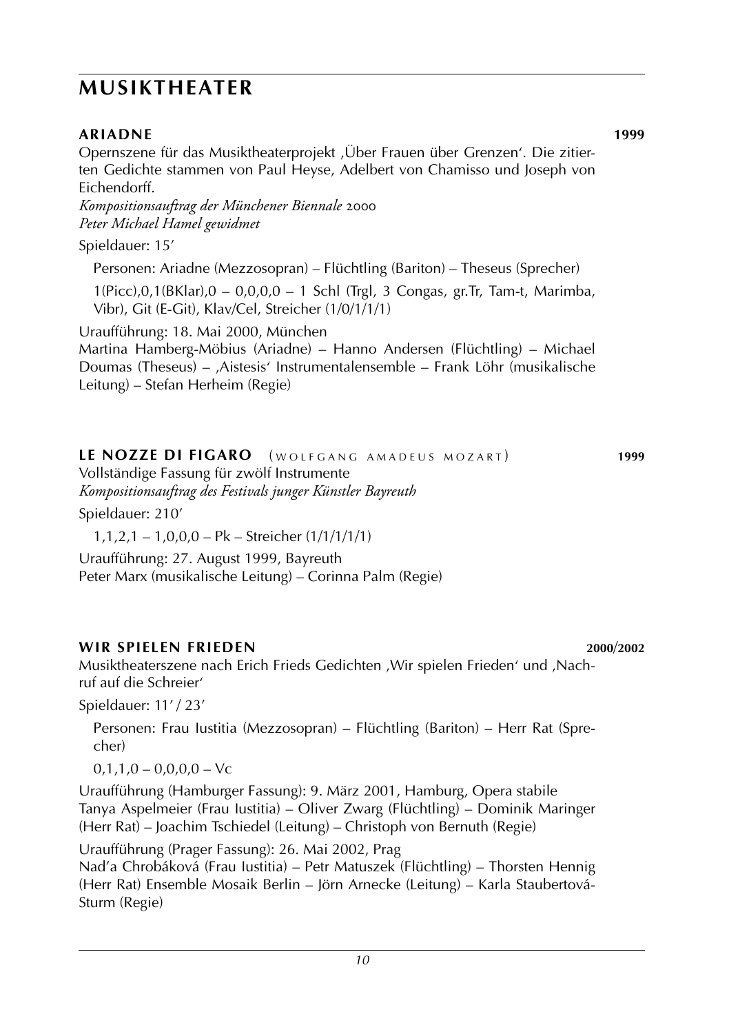# MUSIKTHEATER

### ARIADNE **1999**

Opernszene für das Musiktheaterprojekt ‚Über Frauen über Grenzen'. Die zitierten Gedichte stammen von Paul Heyse, Adelbert von Chamisso und Joseph von Eichendorff.

*Kompositionsauftrag der Münchener Biennale* 2000
*Peter Michael Hamel gewidmet*

Spieldauer: 15'

Personen: Ariadne (Mezzosopran) – Flüchtling (Bariton) – Theseus (Sprecher)

1(Picc),0,1(BKlar),0 – 0,0,0,0 – 1 Schl (Trgl, 3 Congas, gr.Tr, Tam-t, Marimba, Vibr), Git (E-Git), Klav/Cel, Streicher (1/0/1/1/1)

Uraufführung: 18. Mai 2000, München
Martina Hamberg-Möbius (Ariadne) – Hanno Andersen (Flüchtling) – Michael Doumas (Theseus) – ‚Aistesis' Instrumentalensemble – Frank Löhr (musikalische Leitung) – Stefan Herheim (Regie)

### LE NOZZE DI FIGARO (WOLFGANG AMADEUS MOZART) **1999**

Vollständige Fassung für zwölf Instrumente
*Kompositionsauftrag des Festivals junger Künstler Bayreuth*

Spieldauer: 210'

1,1,2,1 – 1,0,0,0 – Pk – Streicher (1/1/1/1/1)

Uraufführung: 27. August 1999, Bayreuth
Peter Marx (musikalische Leitung) – Corinna Palm (Regie)

### WIR SPIELEN FRIEDEN **2000/2002**

Musiktheaterszene nach Erich Frieds Gedichten ‚Wir spielen Frieden' und ‚Nachruf auf die Schreier'

Spieldauer: 11' / 23'

Personen: Frau Iustitia (Mezzosopran) – Flüchtling (Bariton) – Herr Rat (Sprecher)

0,1,1,0 – 0,0,0,0 – Vc

Uraufführung (Hamburger Fassung): 9. März 2001, Hamburg, Opera stabile
Tanya Aspelmeier (Frau Iustitia) – Oliver Zwarg (Flüchtling) – Dominik Maringer (Herr Rat) – Joachim Tschiedel (Leitung) – Christoph von Bernuth (Regie)

Uraufführung (Prager Fassung): 26. Mai 2002, Prag
Nad'a Chrobáková (Frau Iustitia) – Petr Matuszek (Flüchtling) – Thorsten Hennig (Herr Rat) Ensemble Mosaik Berlin – Jörn Arnecke (Leitung) – Karla Staubertová-Sturm (Regie)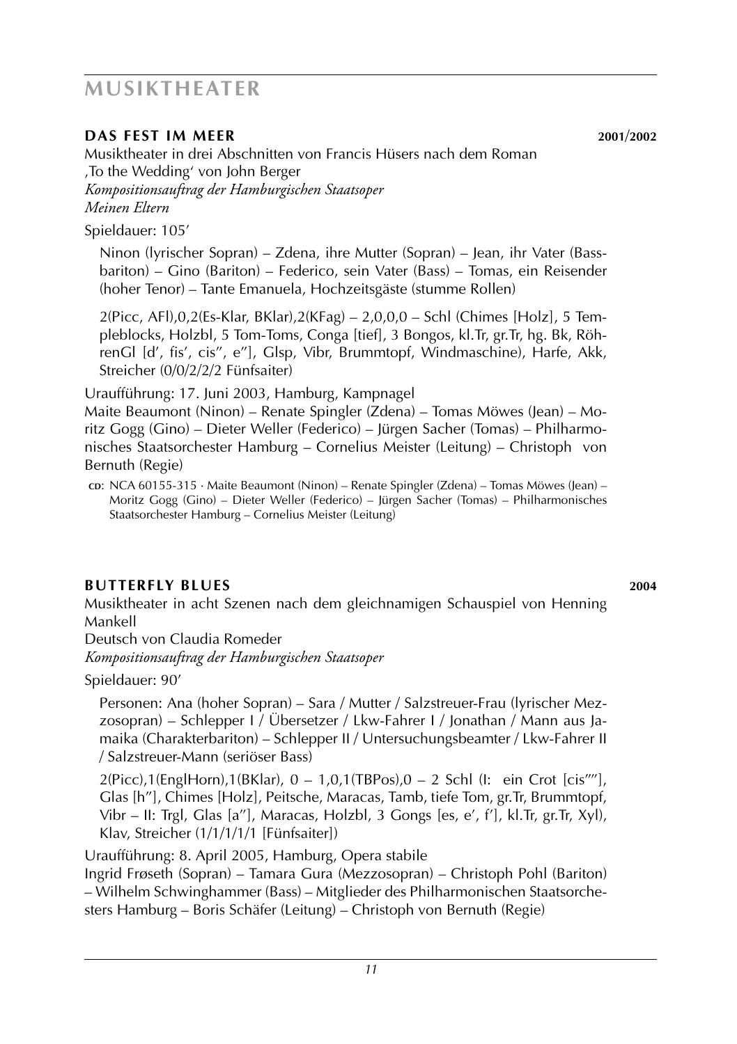# MUSIKTHEATER

## DAS FEST IM MEER 2001/2002

Musiktheater in drei Abschnitten von Francis Hüsers nach dem Roman ‚To the Wedding' von John Berger
*Kompositionsauftrag der Hamburgischen Staatsoper*
*Meinen Eltern*

Spieldauer: 105'

Ninon (lyrischer Sopran) – Zdena, ihre Mutter (Sopran) – Jean, ihr Vater (Bassbariton) – Gino (Bariton) – Federico, sein Vater (Bass) – Tomas, ein Reisender (hoher Tenor) – Tante Emanuela, Hochzeitsgäste (stumme Rollen)

2(Picc, AFl),0,2(Es-Klar, BKlar),2(KFag) – 2,0,0,0 – Schl (Chimes [Holz], 5 Templeblocks, Holzbl, 5 Tom-Toms, Conga [tief], 3 Bongos, kl.Tr, gr.Tr, hg. Bk, RöhrenGl [d', fis', cis'', e'']), Glsp, Vibr, Brummtopf, Windmaschine), Harfe, Akk, Streicher (0/0/2/2/2 Fünfsaiter)

Uraufführung: 17. Juni 2003, Hamburg, Kampnagel
Maite Beaumont (Ninon) – Renate Spingler (Zdena) – Tomas Möwes (Jean) – Moritz Gogg (Gino) – Dieter Weller (Federico) – Jürgen Sacher (Tomas) – Philharmonisches Staatsorchester Hamburg – Cornelius Meister (Leitung) – Christoph von Bernuth (Regie)

CD: NCA 60155-315 · Maite Beaumont (Ninon) – Renate Spingler (Zdena) – Tomas Möwes (Jean) – Moritz Gogg (Gino) – Dieter Weller (Federico) – Jürgen Sacher (Tomas) – Philharmonisches Staatsorchester Hamburg – Cornelius Meister (Leitung)

## BUTTERFLY BLUES 2004

Musiktheater in acht Szenen nach dem gleichnamigen Schauspiel von Henning Mankell
Deutsch von Claudia Romeder
*Kompositionsauftrag der Hamburgischen Staatsoper*

Spieldauer: 90'

Personen: Ana (hoher Sopran) – Sara / Mutter / Salzstreuer-Frau (lyrischer Mezzosopran) – Schlepper I / Übersetzer / Lkw-Fahrer I / Jonathan / Mann aus Jamaika (Charakterbariton) – Schlepper II / Untersuchungsbeamter / Lkw-Fahrer II / Salzstreuer-Mann (seriöser Bass)

2(Picc),1(EnglHorn),1(BKlar), 0 – 1,0,1(TBPos),0 – 2 Schl (I: ein Crot [cis''''], Glas [h''], Chimes [Holz], Peitsche, Maracas, Tamb, tiefe Tom, gr.Tr, Brummtopf, Vibr – II: Trgl, Glas [a''], Maracas, Holzbl, 3 Gongs [es, e', f'], kl.Tr, gr.Tr, Xyl), Klav, Streicher (1/1/1/1/1 [Fünfsaiter])

Uraufführung: 8. April 2005, Hamburg, Opera stabile
Ingrid Frøseth (Sopran) – Tamara Gura (Mezzosopran) – Christoph Pohl (Bariton) – Wilhelm Schwinghammer (Bass) – Mitglieder des Philharmonischen Staatsorchesters Hamburg – Boris Schäfer (Leitung) – Christoph von Bernuth (Regie)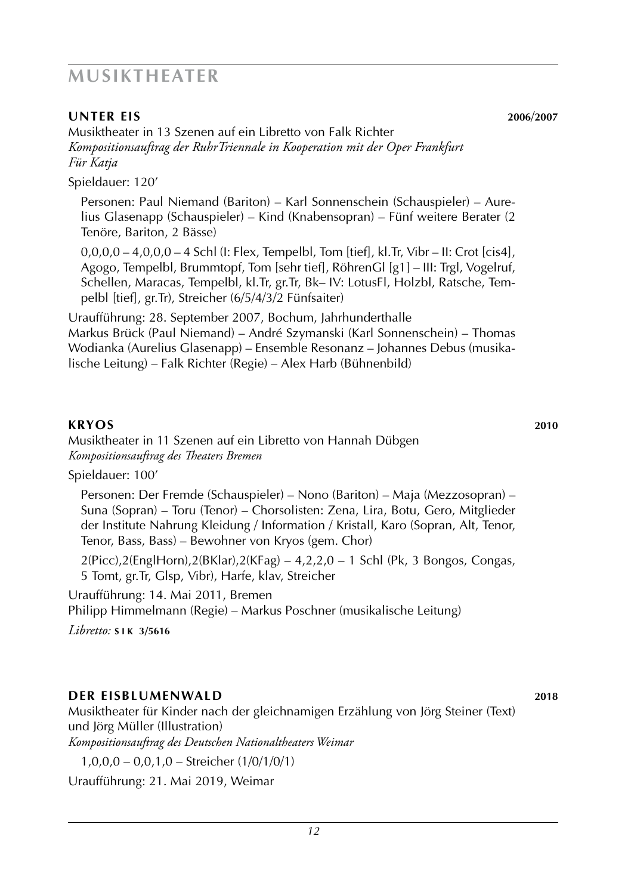# MUSIKTHEATER

## UNTER EIS 2006/2007

Musiktheater in 13 Szenen auf ein Libretto von Falk Richter
*Kompositionsauftrag der RuhrTriennale in Kooperation mit der Oper Frankfurt*
*Für Katja*

Spieldauer: 120'

Personen: Paul Niemand (Bariton) – Karl Sonnenschein (Schauspieler) – Aurelius Glasenapp (Schauspieler) – Kind (Knabensopran) – Fünf weitere Berater (2 Tenöre, Bariton, 2 Bässe)

0,0,0,0 – 4,0,0,0 – 4 Schl (I: Flex, Tempelbl, Tom [tief], kl.Tr, Vibr – II: Crot [cis4], Agogo, Tempelbl, Brummtopf, Tom [sehr tief], RöhrenGl [g1] – III: Trgl, Vogelruf, Schellen, Maracas, Tempelbl, kl.Tr, gr.Tr, Bk– IV: LotusFl, Holzbl, Ratsche, Tempelbl [tief], gr.Tr), Streicher (6/5/4/3/2 Fünfsaiter)

Uraufführung: 28. September 2007, Bochum, Jahrhunderthalle
Markus Brück (Paul Niemand) – André Szymanski (Karl Sonnenschein) – Thomas Wodianka (Aurelius Glasenapp) – Ensemble Resonanz – Johannes Debus (musikalische Leitung) – Falk Richter (Regie) – Alex Harb (Bühnenbild)

## KRYOS 2010

Musiktheater in 11 Szenen auf ein Libretto von Hannah Dübgen
*Kompositionsauftrag des Theaters Bremen*

Spieldauer: 100'

Personen: Der Fremde (Schauspieler) – Nono (Bariton) – Maja (Mezzosopran) – Suna (Sopran) – Toru (Tenor) – Chorsolisten: Zena, Lira, Botu, Gero, Mitglieder der Institute Nahrung Kleidung / Information / Kristall, Karo (Sopran, Alt, Tenor, Tenor, Bass, Bass) – Bewohner von Kryos (gem. Chor)

2(Picc),2(EnglHorn),2(BKlar),2(KFag) – 4,2,2,0 – 1 Schl (Pk, 3 Bongos, Congas, 5 Tomt, gr.Tr, Glsp, Vibr), Harfe, klav, Streicher

Uraufführung: 14. Mai 2011, Bremen
Philipp Himmelmann (Regie) – Markus Poschner (musikalische Leitung)

*Libretto:* **SIK 3/5616**

## DER EISBLUMENWALD 2018

Musiktheater für Kinder nach der gleichnamigen Erzählung von Jörg Steiner (Text) und Jörg Müller (Illustration)
*Kompositionsauftrag des Deutschen Nationaltheaters Weimar*

1,0,0,0 – 0,0,1,0 – Streicher (1/0/1/0/1)

Uraufführung: 21. Mai 2019, Weimar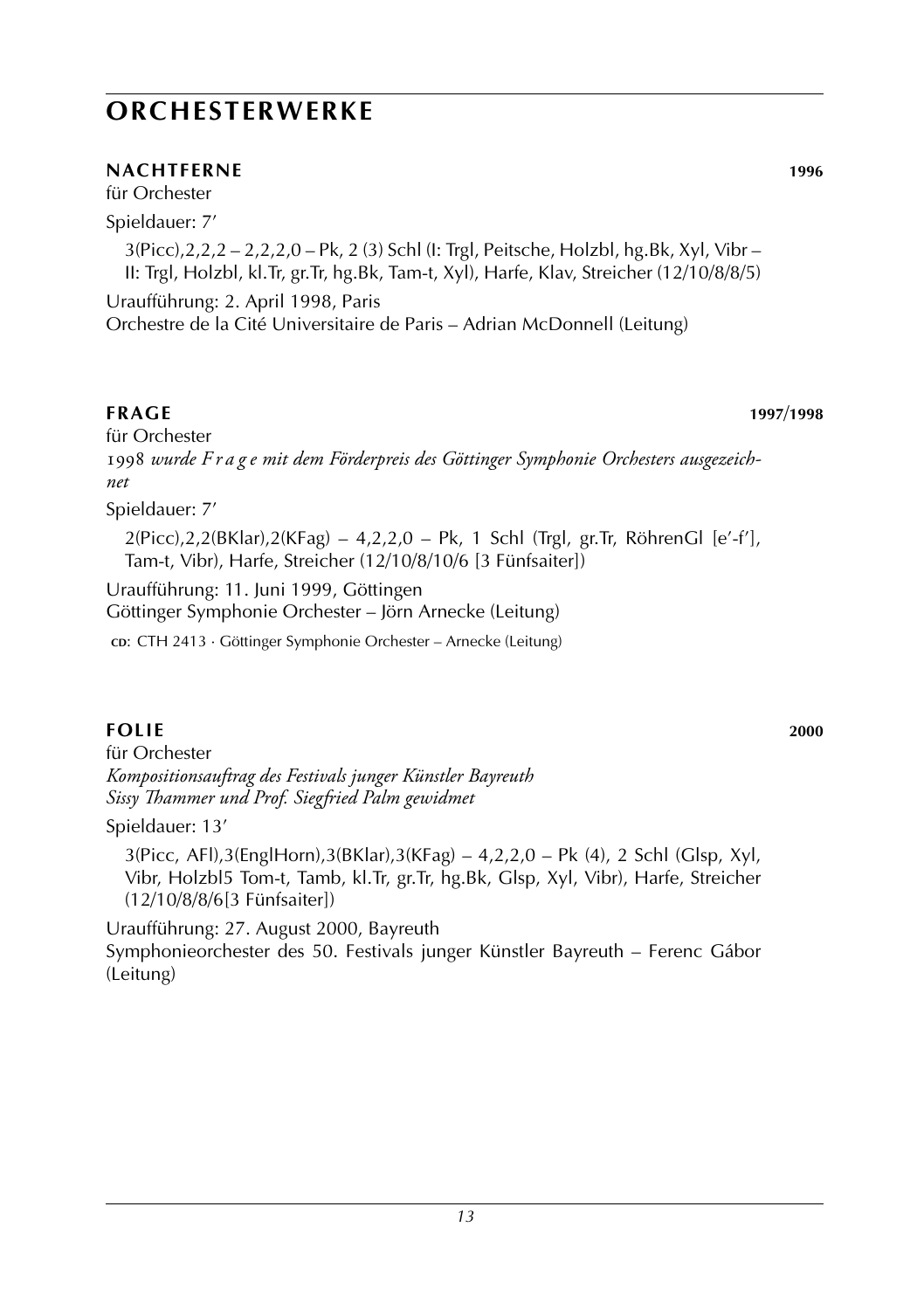# ORCHESTERWERKE

## NACHTFERNE 1996

für Orchester

Spieldauer: 7′

3(Picc),2,2,2 – 2,2,2,0 – Pk, 2 (3) Schl (I: Trgl, Peitsche, Holzbl, hg.Bk, Xyl, Vibr – II: Trgl, Holzbl, kl.Tr, gr.Tr, hg.Bk, Tam-t, Xyl), Harfe, Klav, Streicher (12/10/8/8/5)

Uraufführung: 2. April 1998, Paris
Orchestre de la Cité Universitaire de Paris – Adrian McDonnell (Leitung)

## FRAGE 1997/1998

für Orchester
*1998 wurde F r a g e mit dem Förderpreis des Göttinger Symphonie Orchesters ausgezeichnet*

Spieldauer: 7′

2(Picc),2,2(BKlar),2(KFag) – 4,2,2,0 – Pk, 1 Schl (Trgl, gr.Tr, RöhrenGl [e′-f′], Tam-t, Vibr), Harfe, Streicher (12/10/8/10/6 [3 Fünfsaiter])

Uraufführung: 11. Juni 1999, Göttingen
Göttinger Symphonie Orchester – Jörn Arnecke (Leitung)

CD: CTH 2413 · Göttinger Symphonie Orchester – Arnecke (Leitung)

## FOLIE 2000

für Orchester
*Kompositionsauftrag des Festivals junger Künstler Bayreuth*
*Sissy Thammer und Prof. Siegfried Palm gewidmet*

Spieldauer: 13′

3(Picc, AFl),3(EnglHorn),3(BKlar),3(KFag) – 4,2,2,0 – Pk (4), 2 Schl (Glsp, Xyl, Vibr, Holzbl5 Tom-t, Tamb, kl.Tr, gr.Tr, hg.Bk, Glsp, Xyl, Vibr), Harfe, Streicher (12/10/8/8/6[3 Fünfsaiter])

Uraufführung: 27. August 2000, Bayreuth
Symphonieorchester des 50. Festivals junger Künstler Bayreuth – Ferenc Gábor (Leitung)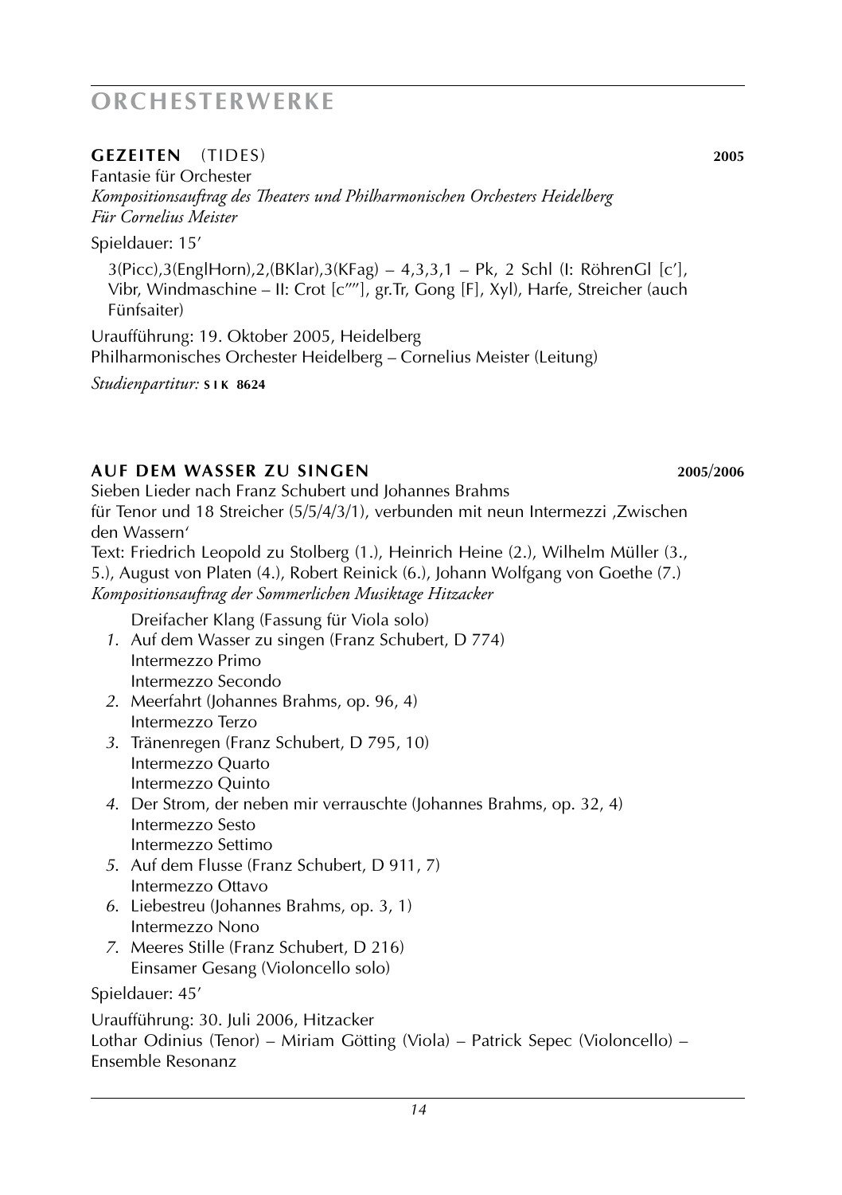# ORCHESTERWERKE

## GEZEITEN (TIDES) — 2005

Fantasie für Orchester
*Kompositionsauftrag des Theaters und Philharmonischen Orchesters Heidelberg*
*Für Cornelius Meister*

Spieldauer: 15'

3(Picc),3(EnglHorn),2,(BKlar),3(KFag) – 4,3,3,1 – Pk, 2 Schl (I: RöhrenGl [c'], Vibr, Windmaschine – II: Crot [c''''], gr.Tr, Gong [F], Xyl), Harfe, Streicher (auch Fünfsaiter)

Uraufführung: 19. Oktober 2005, Heidelberg
Philharmonisches Orchester Heidelberg – Cornelius Meister (Leitung)

*Studienpartitur:* **SIK 8624**

## AUF DEM WASSER ZU SINGEN — 2005/2006

Sieben Lieder nach Franz Schubert und Johannes Brahms
für Tenor und 18 Streicher (5/5/4/3/1), verbunden mit neun Intermezzi ‚Zwischen den Wassern'
Text: Friedrich Leopold zu Stolberg (1.), Heinrich Heine (2.), Wilhelm Müller (3., 5.), August von Platen (4.), Robert Reinick (6.), Johann Wolfgang von Goethe (7.)
*Kompositionsauftrag der Sommerlichen Musiktage Hitzacker*

Dreifacher Klang (Fassung für Viola solo)

1. Auf dem Wasser zu singen (Franz Schubert, D 774)
   Intermezzo Primo
   Intermezzo Secondo
2. Meerfahrt (Johannes Brahms, op. 96, 4)
   Intermezzo Terzo
3. Tränenregen (Franz Schubert, D 795, 10)
   Intermezzo Quarto
   Intermezzo Quinto
4. Der Strom, der neben mir verrauschte (Johannes Brahms, op. 32, 4)
   Intermezzo Sesto
   Intermezzo Settimo
5. Auf dem Flusse (Franz Schubert, D 911, 7)
   Intermezzo Ottavo
6. Liebestreu (Johannes Brahms, op. 3, 1)
   Intermezzo Nono
7. Meeres Stille (Franz Schubert, D 216)
   Einsamer Gesang (Violoncello solo)

Spieldauer: 45'

Uraufführung: 30. Juli 2006, Hitzacker
Lothar Odinius (Tenor) – Miriam Götting (Viola) – Patrick Sepec (Violoncello) – Ensemble Resonanz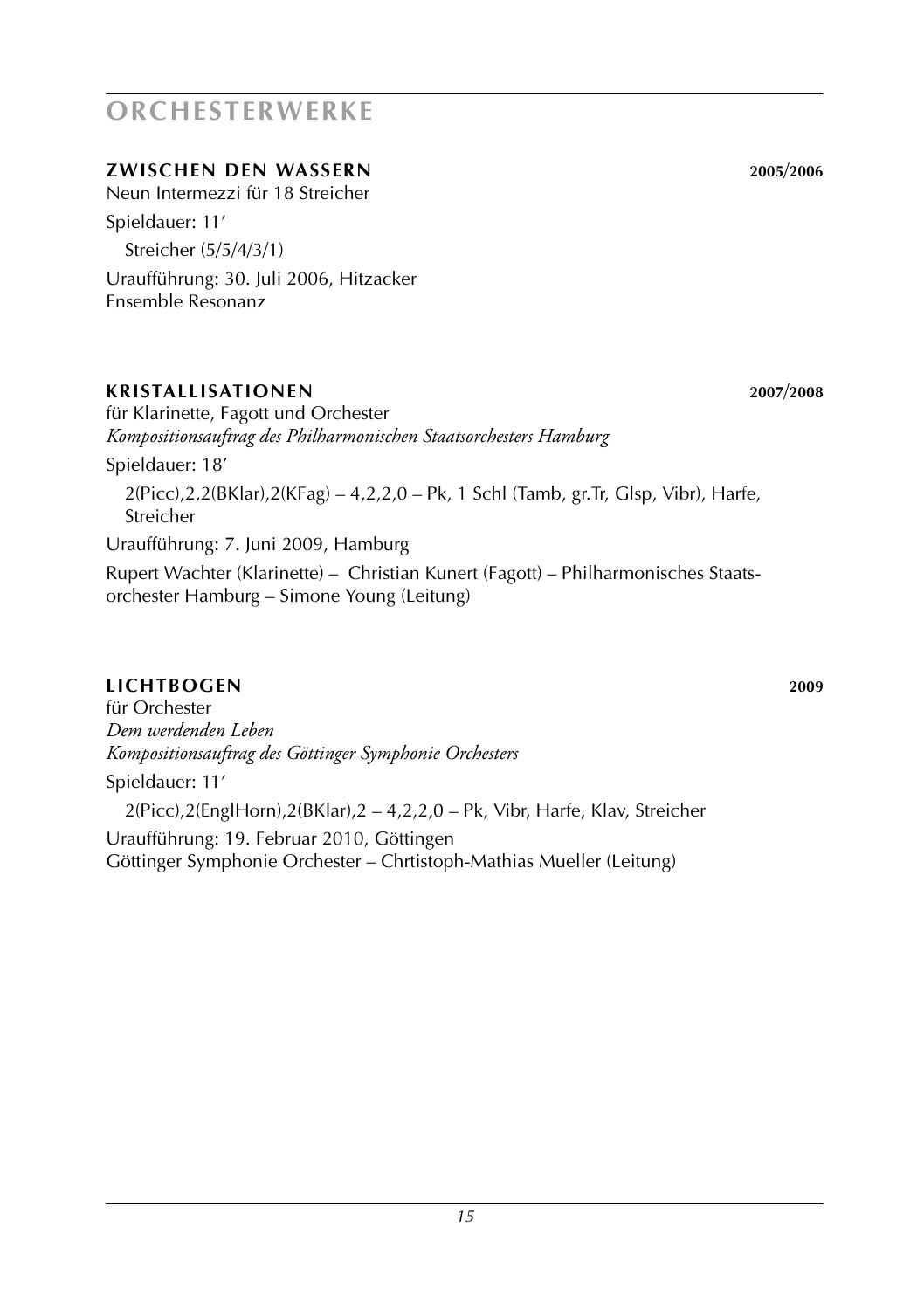# ORCHESTERWERKE

## ZWISCHEN DEN WASSERN 2005/2006

Neun Intermezzi für 18 Streicher

Spieldauer: 11′

Streicher (5/5/4/3/1)

Uraufführung: 30. Juli 2006, Hitzacker
Ensemble Resonanz

## KRISTALLISATIONEN 2007/2008

für Klarinette, Fagott und Orchester
*Kompositionsauftrag des Philharmonischen Staatsorchesters Hamburg*

Spieldauer: 18′

2(Picc),2,2(BKlar),2(KFag) – 4,2,2,0 – Pk, 1 Schl (Tamb, gr.Tr, Glsp, Vibr), Harfe, Streicher

Uraufführung: 7. Juni 2009, Hamburg

Rupert Wachter (Klarinette) – Christian Kunert (Fagott) – Philharmonisches Staatsorchester Hamburg – Simone Young (Leitung)

## LICHTBOGEN 2009

für Orchester
*Dem werdenden Leben*
*Kompositionsauftrag des Göttinger Symphonie Orchesters*

Spieldauer: 11′

2(Picc),2(EnglHorn),2(BKlar),2 – 4,2,2,0 – Pk, Vibr, Harfe, Klav, Streicher

Uraufführung: 19. Februar 2010, Göttingen
Göttinger Symphonie Orchester – Chrtistoph-Mathias Mueller (Leitung)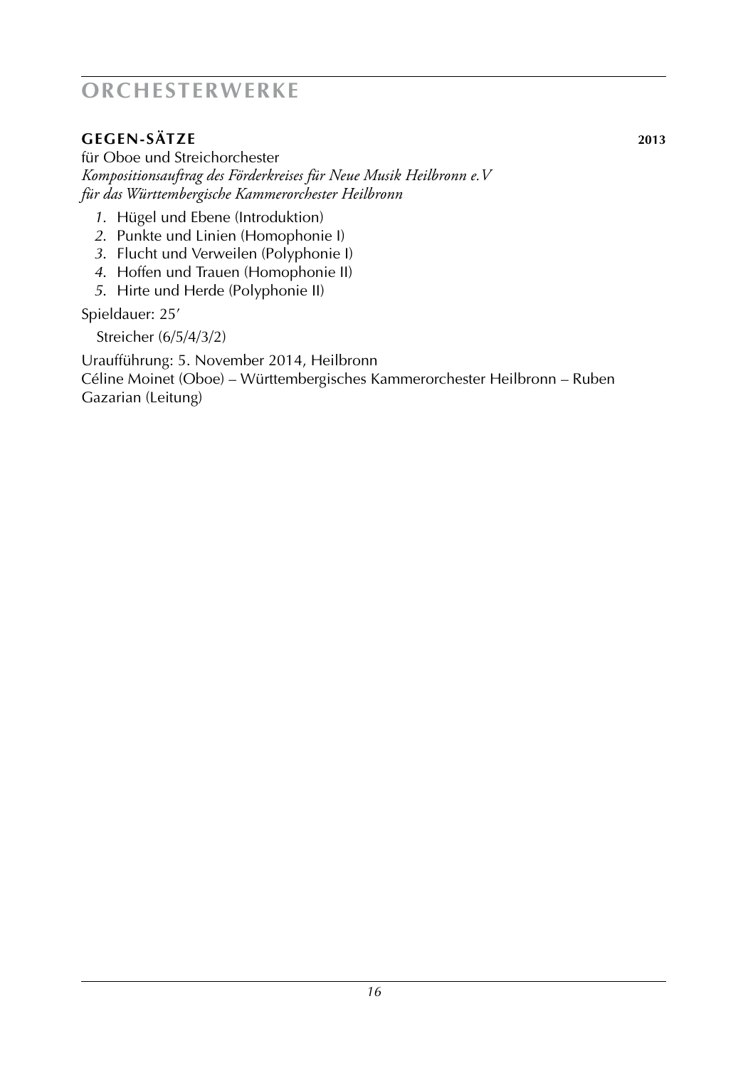# ORCHESTERWERKE

## GEGEN-SÄTZE 2013

für Oboe und Streichorchester
*Kompositionsauftrag des Förderkreises für Neue Musik Heilbronn e.V*
*für das Württembergische Kammerorchester Heilbronn*

1. Hügel und Ebene (Introduktion)
2. Punkte und Linien (Homophonie I)
3. Flucht und Verweilen (Polyphonie I)
4. Hoffen und Trauen (Homophonie II)
5. Hirte und Herde (Polyphonie II)

Spieldauer: 25′

Streicher (6/5/4/3/2)

Uraufführung: 5. November 2014, Heilbronn
Céline Moinet (Oboe) – Württembergisches Kammerorchester Heilbronn – Ruben Gazarian (Leitung)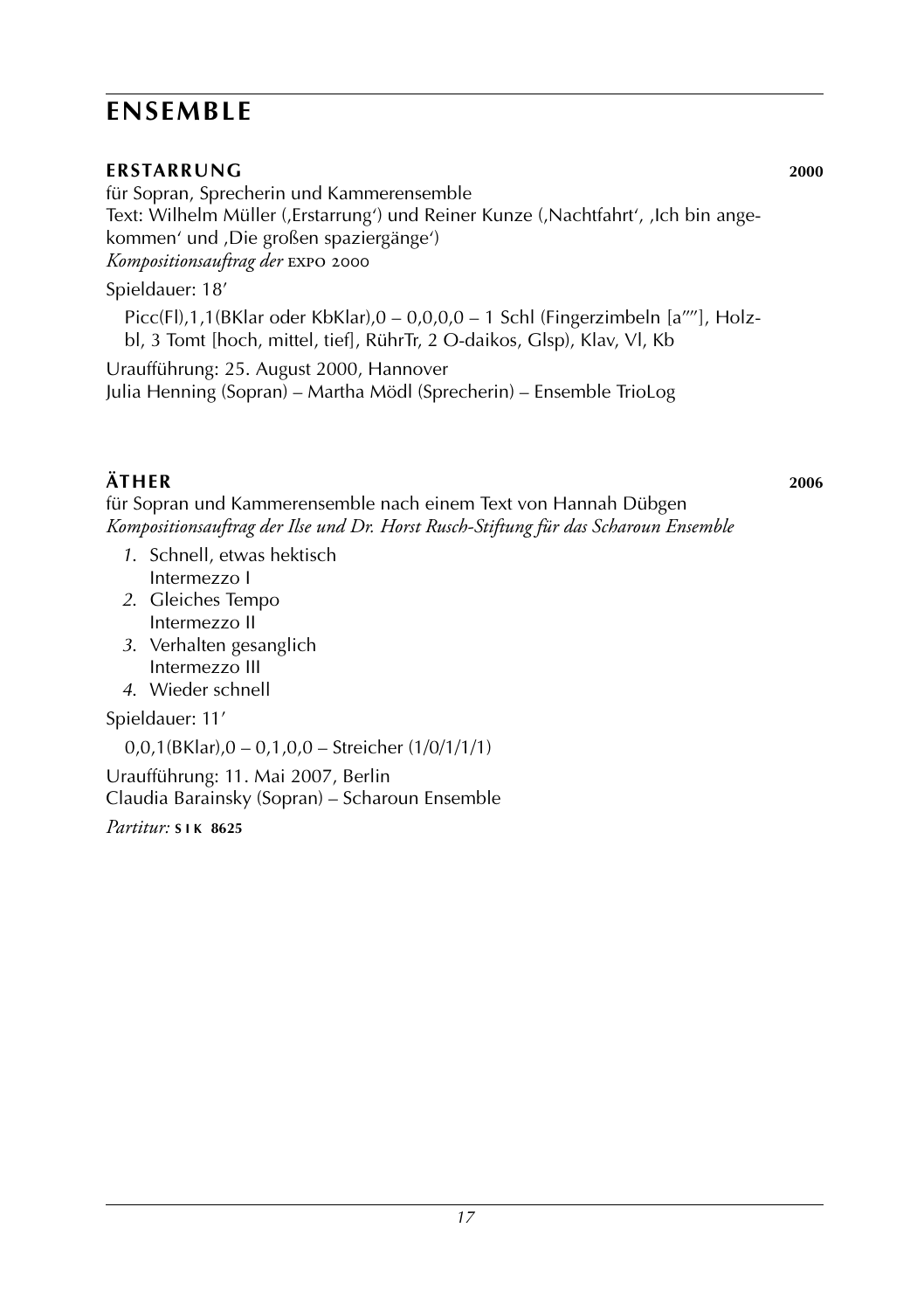# ENSEMBLE

## ERSTARRUNG 2000

für Sopran, Sprecherin und Kammerensemble
Text: Wilhelm Müller (‚Erstarrung') und Reiner Kunze (‚Nachtfahrt', ‚Ich bin angekommen' und ‚Die großen spaziergänge')
*Kompositionsauftrag der* EXPO 2000

Spieldauer: 18'

Picc(Fl),1,1(BKlar oder KbKlar),0 – 0,0,0,0 – 1 Schl (Fingerzimbeln [a'''], Holzbl, 3 Tomt [hoch, mittel, tief], RührTr, 2 O-daikos, Glsp), Klav, Vl, Kb

Uraufführung: 25. August 2000, Hannover
Julia Henning (Sopran) – Martha Mödl (Sprecherin) – Ensemble TrioLog

## ÄTHER 2006

für Sopran und Kammerensemble nach einem Text von Hannah Dübgen
*Kompositionsauftrag der Ilse und Dr. Horst Rusch-Stiftung für das Scharoun Ensemble*

1. Schnell, etwas hektisch
   Intermezzo I
2. Gleiches Tempo
   Intermezzo II
3. Verhalten gesanglich
   Intermezzo III
4. Wieder schnell

Spieldauer: 11'

0,0,1(BKlar),0 – 0,1,0,0 – Streicher (1/0/1/1/1)

Uraufführung: 11. Mai 2007, Berlin
Claudia Barainsky (Sopran) – Scharoun Ensemble

*Partitur:* **SIK 8625**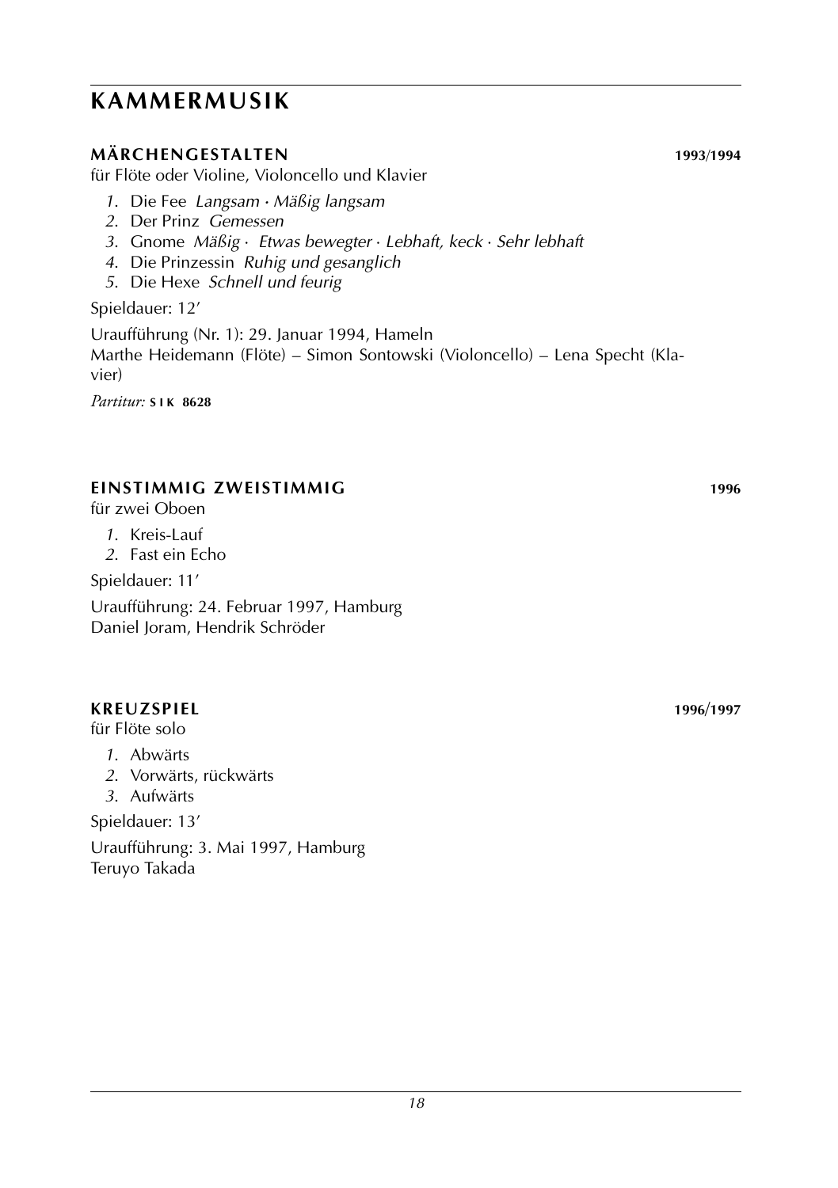# KAMMERMUSIK

## MÄRCHENGESTALTEN 1993/1994

für Flöte oder Violine, Violoncello und Klavier

*1.* Die Fee *Langsam · Mäßig langsam*
*2.* Der Prinz *Gemessen*
*3.* Gnome *Mäßig · Etwas bewegter · Lebhaft, keck · Sehr lebhaft*
*4.* Die Prinzessin *Ruhig und gesanglich*
*5.* Die Hexe *Schnell und feurig*

Spieldauer: 12’

Uraufführung (Nr. 1): 29. Januar 1994, Hameln
Marthe Heidemann (Flöte) – Simon Sontowski (Violoncello) – Lena Specht (Klavier)

*Partitur:* **SIK 8628**

## EINSTIMMIG ZWEISTIMMIG 1996

für zwei Oboen

*1.* Kreis-Lauf
*2.* Fast ein Echo

Spieldauer: 11’

Uraufführung: 24. Februar 1997, Hamburg
Daniel Joram, Hendrik Schröder

## KREUZSPIEL 1996/1997

für Flöte solo

*1.* Abwärts
*2.* Vorwärts, rückwärts
*3.* Aufwärts

Spieldauer: 13’

Uraufführung: 3. Mai 1997, Hamburg
Teruyo Takada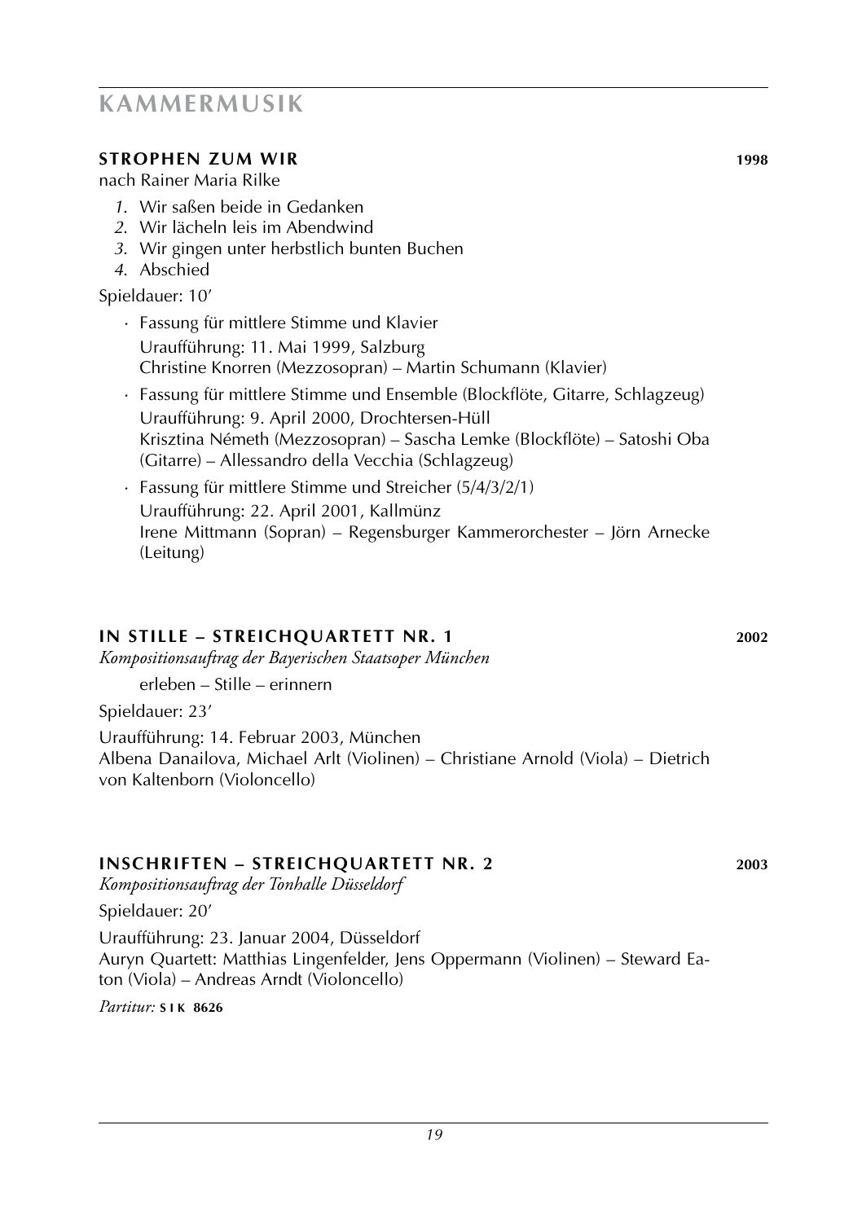# KAMMERMUSIK

## STROPHEN ZUM WIR — 1998

nach Rainer Maria Rilke

1. Wir saßen beide in Gedanken
2. Wir lächeln leis im Abendwind
3. Wir gingen unter herbstlich bunten Buchen
4. Abschied

Spieldauer: 10′

- Fassung für mittlere Stimme und Klavier
  Uraufführung: 11. Mai 1999, Salzburg
  Christine Knorren (Mezzosopran) – Martin Schumann (Klavier)
- Fassung für mittlere Stimme und Ensemble (Blockflöte, Gitarre, Schlagzeug)
  Uraufführung: 9. April 2000, Drochtersen-Hüll
  Krisztina Németh (Mezzosopran) – Sascha Lemke (Blockflöte) – Satoshi Oba (Gitarre) – Allessandro della Vecchia (Schlagzeug)
- Fassung für mittlere Stimme und Streicher (5/4/3/2/1)
  Uraufführung: 22. April 2001, Kallmünz
  Irene Mittmann (Sopran) – Regensburger Kammerorchester – Jörn Arnecke (Leitung)

## IN STILLE – STREICHQUARTETT NR. 1 — 2002

*Kompositionsauftrag der Bayerischen Staatsoper München*

erleben – Stille – erinnern

Spieldauer: 23′

Uraufführung: 14. Februar 2003, München
Albena Danailova, Michael Arlt (Violinen) – Christiane Arnold (Viola) – Dietrich von Kaltenborn (Violoncello)

## INSCHRIFTEN – STREICHQUARTETT NR. 2 — 2003

*Kompositionsauftrag der Tonhalle Düsseldorf*

Spieldauer: 20′

Uraufführung: 23. Januar 2004, Düsseldorf
Auryn Quartett: Matthias Lingenfelder, Jens Oppermann (Violinen) – Steward Eaton (Viola) – Andreas Arndt (Violoncello)

*Partitur:* **SIK 8626**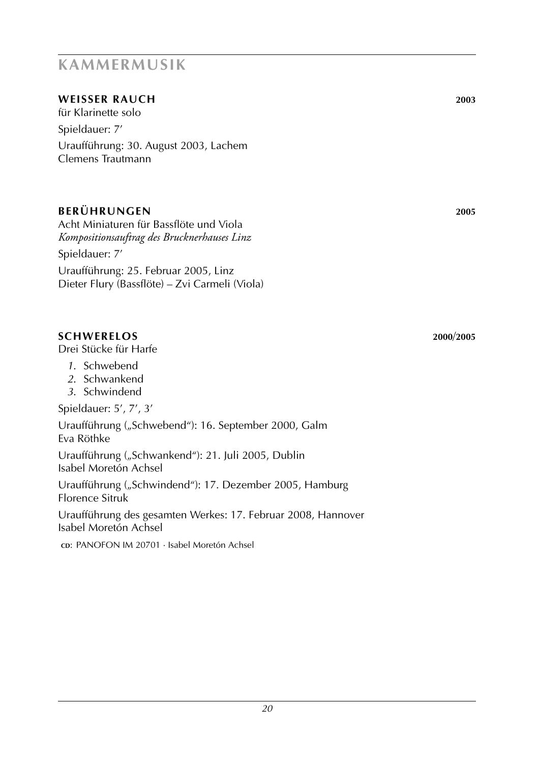# KAMMERMUSIK

## WEISSER RAUCH 2003

für Klarinette solo

Spieldauer: 7′

Uraufführung: 30. August 2003, Lachem
Clemens Trautmann

## BERÜHRUNGEN 2005

Acht Miniaturen für Bassflöte und Viola
*Kompositionsauftrag des Brucknerhauses Linz*

Spieldauer: 7′

Uraufführung: 25. Februar 2005, Linz
Dieter Flury (Bassflöte) – Zvi Carmeli (Viola)

## SCHWERELOS 2000/2005

Drei Stücke für Harfe

*1.* Schwebend
*2.* Schwankend
*3.* Schwindend

Spieldauer: 5′, 7′, 3′

Uraufführung („Schwebend"): 16. September 2000, Galm
Eva Röthke

Uraufführung („Schwankend"): 21. Juli 2005, Dublin
Isabel Moretón Achsel

Uraufführung („Schwindend"): 17. Dezember 2005, Hamburg
Florence Sitruk

Uraufführung des gesamten Werkes: 17. Februar 2008, Hannover
Isabel Moretón Achsel

CD: PANOFON IM 20701 · Isabel Moretón Achsel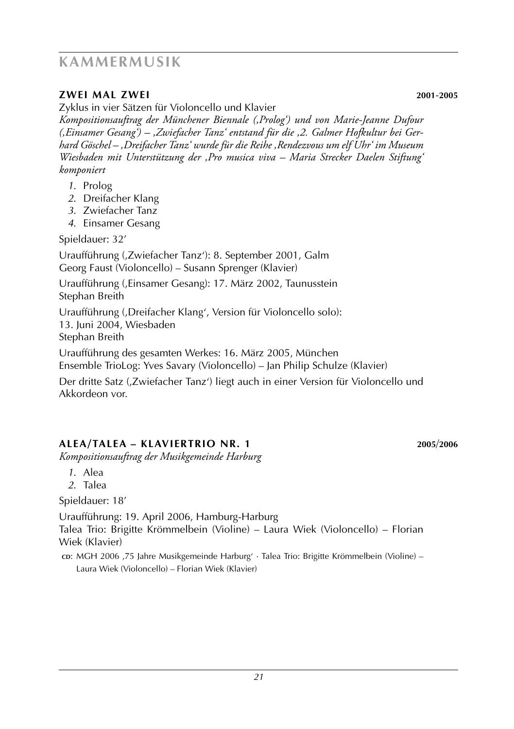# KAMMERMUSIK

## ZWEI MAL ZWEI 2001-2005

Zyklus in vier Sätzen für Violoncello und Klavier

*Kompositionsauftrag der Münchener Biennale (‚Prolog') und von Marie-Jeanne Dufour (‚Einsamer Gesang') – ‚Zwiefacher Tanz' entstand für die ‚2. Galmer Hofkultur bei Gerhard Göschel – ‚Dreifacher Tanz' wurde für die Reihe ‚Rendezvous um elf Uhr' im Museum Wiesbaden mit Unterstützung der ‚Pro musica viva – Maria Strecker Daelen Stiftung' komponiert*

1. Prolog
2. Dreifacher Klang
3. Zwiefacher Tanz
4. Einsamer Gesang

Spieldauer: 32'

Uraufführung (‚Zwiefacher Tanz'): 8. September 2001, Galm
Georg Faust (Violoncello) – Susann Sprenger (Klavier)

Uraufführung (‚Einsamer Gesang): 17. März 2002, Taunusstein
Stephan Breith

Uraufführung (‚Dreifacher Klang', Version für Violoncello solo):
13. Juni 2004, Wiesbaden
Stephan Breith

Uraufführung des gesamten Werkes: 16. März 2005, München
Ensemble TrioLog: Yves Savary (Violoncello) – Jan Philip Schulze (Klavier)

Der dritte Satz (‚Zwiefacher Tanz') liegt auch in einer Version für Violoncello und Akkordeon vor.

## ALEA/TALEA – KLAVIERTRIO NR. 1 2005/2006

*Kompositionsauftrag der Musikgemeinde Harburg*

1. Alea
2. Talea

Spieldauer: 18'

Uraufführung: 19. April 2006, Hamburg-Harburg
Talea Trio: Brigitte Krömmelbein (Violine) – Laura Wiek (Violoncello) – Florian Wiek (Klavier)

CD: MGH 2006 ‚75 Jahre Musikgemeinde Harburg' · Talea Trio: Brigitte Krömmelbein (Violine) – Laura Wiek (Violoncello) – Florian Wiek (Klavier)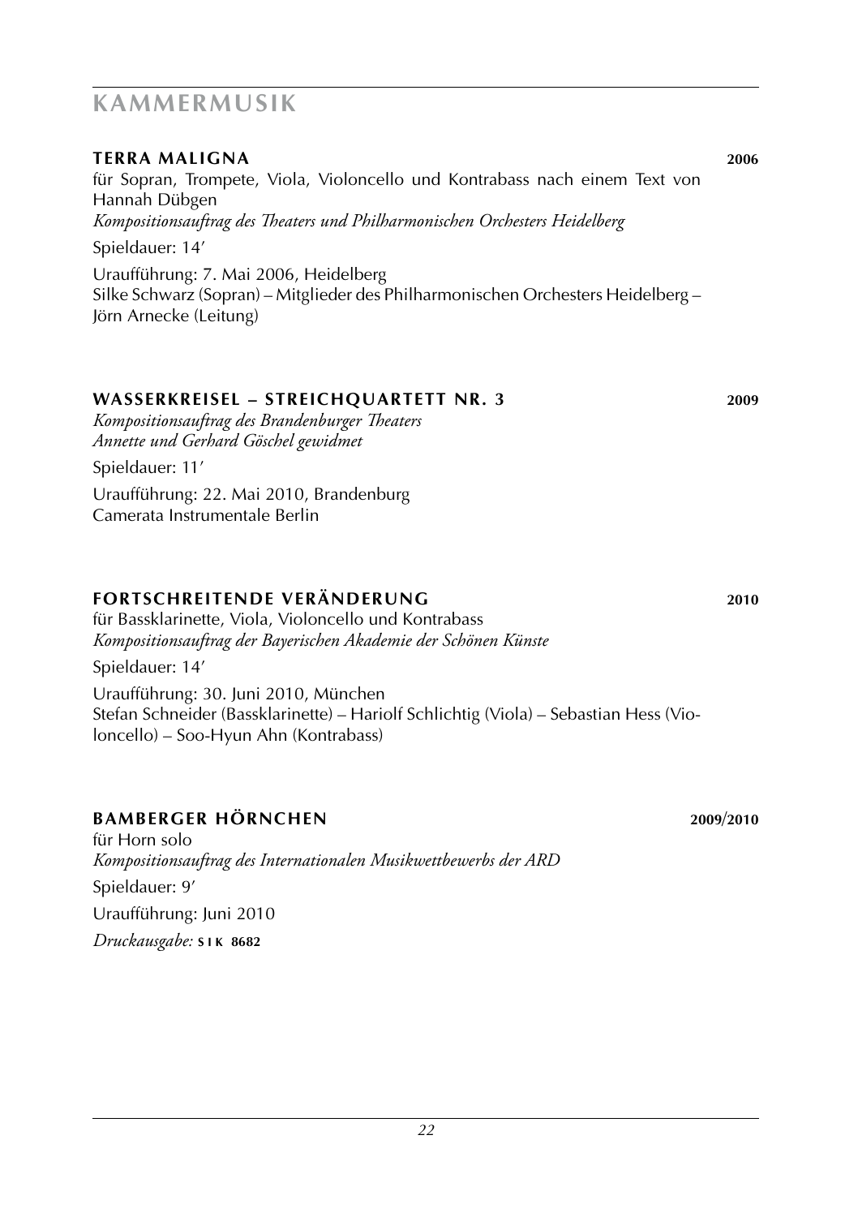# KAMMERMUSIK

### TERRA MALIGNA **2006**

für Sopran, Trompete, Viola, Violoncello und Kontrabass nach einem Text von Hannah Dübgen
*Kompositionsauftrag des Theaters und Philharmonischen Orchesters Heidelberg*

Spieldauer: 14′

Uraufführung: 7. Mai 2006, Heidelberg
Silke Schwarz (Sopran) – Mitglieder des Philharmonischen Orchesters Heidelberg – Jörn Arnecke (Leitung)

### WASSERKREISEL – STREICHQUARTETT NR. 3 **2009**

*Kompositionsauftrag des Brandenburger Theaters*
*Annette und Gerhard Göschel gewidmet*

Spieldauer: 11′

Uraufführung: 22. Mai 2010, Brandenburg
Camerata Instrumentale Berlin

### FORTSCHREITENDE VERÄNDERUNG **2010**

für Bassklarinette, Viola, Violoncello und Kontrabass
*Kompositionsauftrag der Bayerischen Akademie der Schönen Künste*

Spieldauer: 14′

Uraufführung: 30. Juni 2010, München
Stefan Schneider (Bassklarinette) – Hariolf Schlichtig (Viola) – Sebastian Hess (Violoncello) – Soo-Hyun Ahn (Kontrabass)

### BAMBERGER HÖRNCHEN **2009/2010**

für Horn solo
*Kompositionsauftrag des Internationalen Musikwettbewerbs der ARD*

Spieldauer: 9′

Uraufführung: Juni 2010

*Druckausgabe:* **SIK 8682**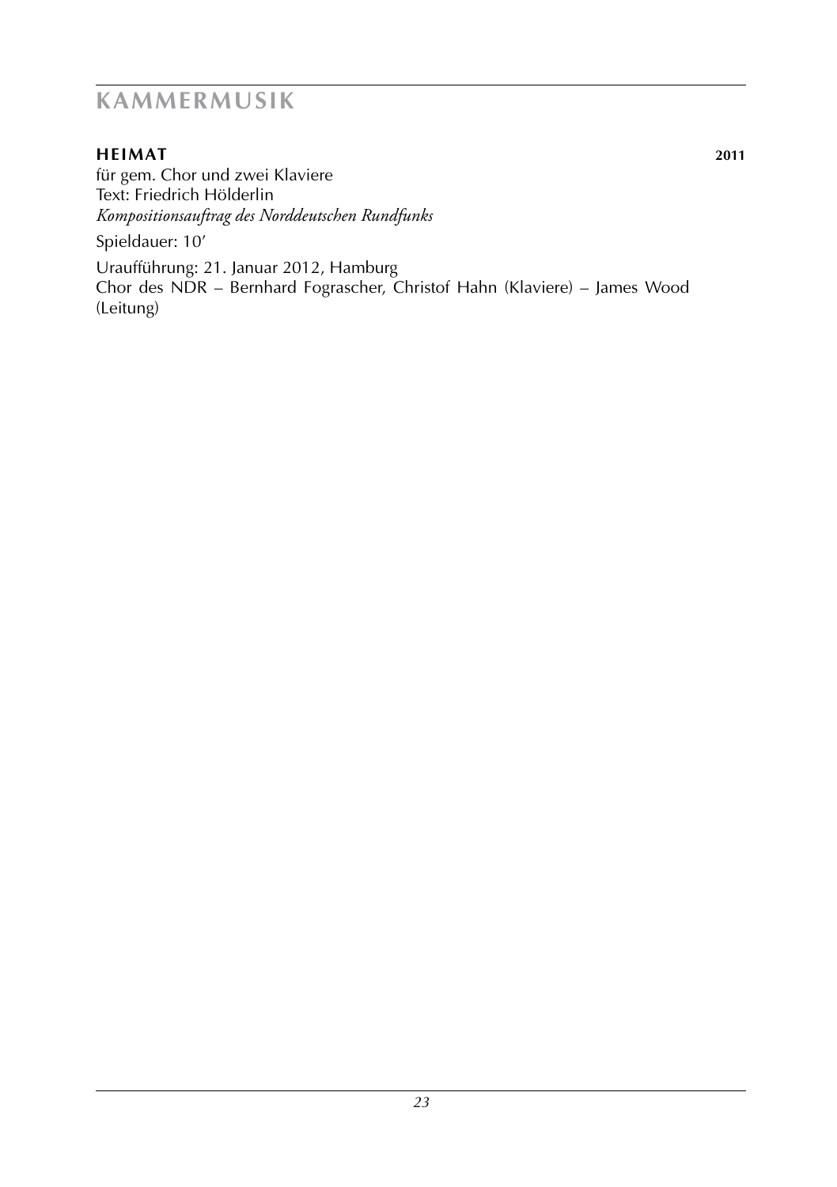## KAMMERMUSIK

**HEIMAT** **2011**

für gem. Chor und zwei Klaviere
Text: Friedrich Hölderlin
*Kompositionsauftrag des Norddeutschen Rundfunks*

Spieldauer: 10'

Uraufführung: 21. Januar 2012, Hamburg
Chor des NDR – Bernhard Fograscher, Christof Hahn (Klaviere) – James Wood (Leitung)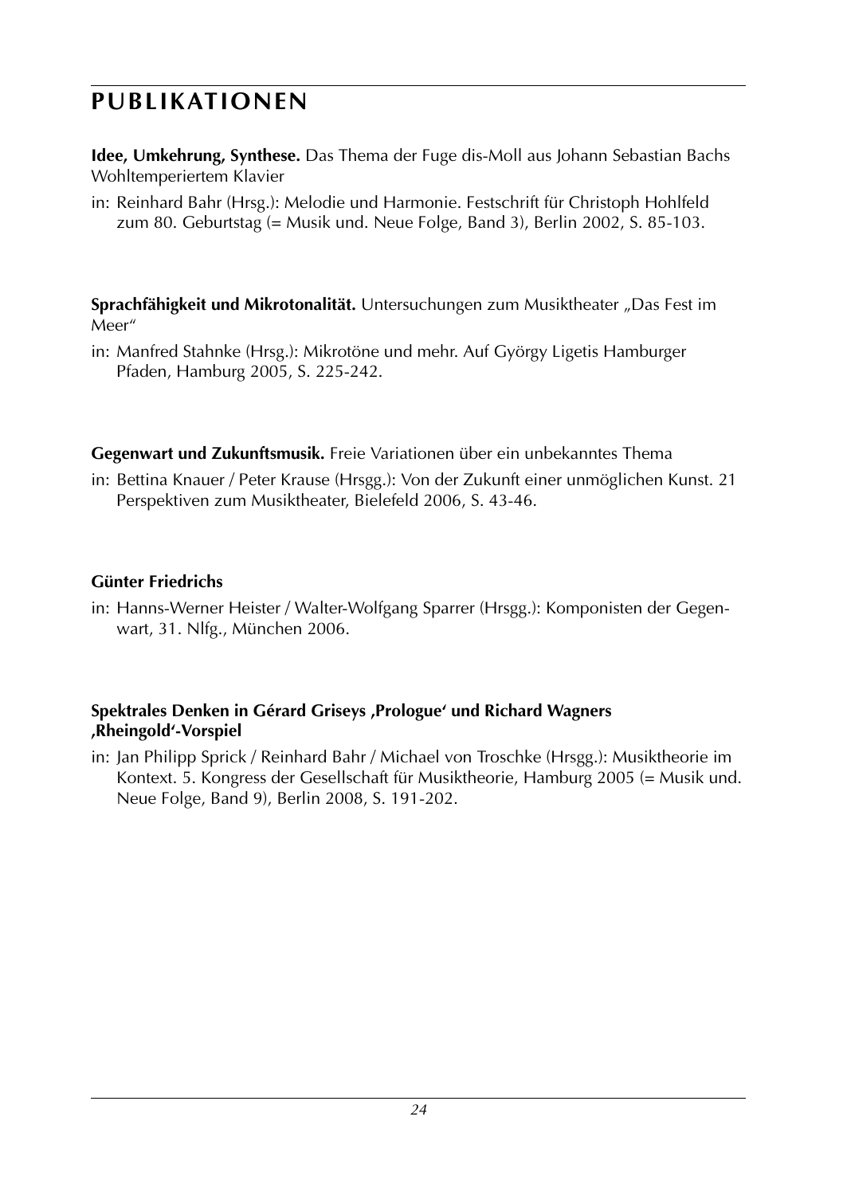# PUBLIKATIONEN

**Idee, Umkehrung, Synthese.** Das Thema der Fuge dis-Moll aus Johann Sebastian Bachs Wohltemperiertem Klavier

in: Reinhard Bahr (Hrsg.): Melodie und Harmonie. Festschrift für Christoph Hohlfeld zum 80. Geburtstag (= Musik und. Neue Folge, Band 3), Berlin 2002, S. 85-103.

**Sprachfähigkeit und Mikrotonalität.** Untersuchungen zum Musiktheater „Das Fest im Meer"

in: Manfred Stahnke (Hrsg.): Mikrotöne und mehr. Auf György Ligetis Hamburger Pfaden, Hamburg 2005, S. 225-242.

**Gegenwart und Zukunftsmusik.** Freie Variationen über ein unbekanntes Thema

in: Bettina Knauer / Peter Krause (Hrsgg.): Von der Zukunft einer unmöglichen Kunst. 21 Perspektiven zum Musiktheater, Bielefeld 2006, S. 43-46.

**Günter Friedrichs**

in: Hanns-Werner Heister / Walter-Wolfgang Sparrer (Hrsgg.): Komponisten der Gegenwart, 31. Nlfg., München 2006.

**Spektrales Denken in Gérard Griseys ‚Prologue' und Richard Wagners ‚Rheingold'-Vorspiel**

in: Jan Philipp Sprick / Reinhard Bahr / Michael von Troschke (Hrsgg.): Musiktheorie im Kontext. 5. Kongress der Gesellschaft für Musiktheorie, Hamburg 2005 (= Musik und. Neue Folge, Band 9), Berlin 2008, S. 191-202.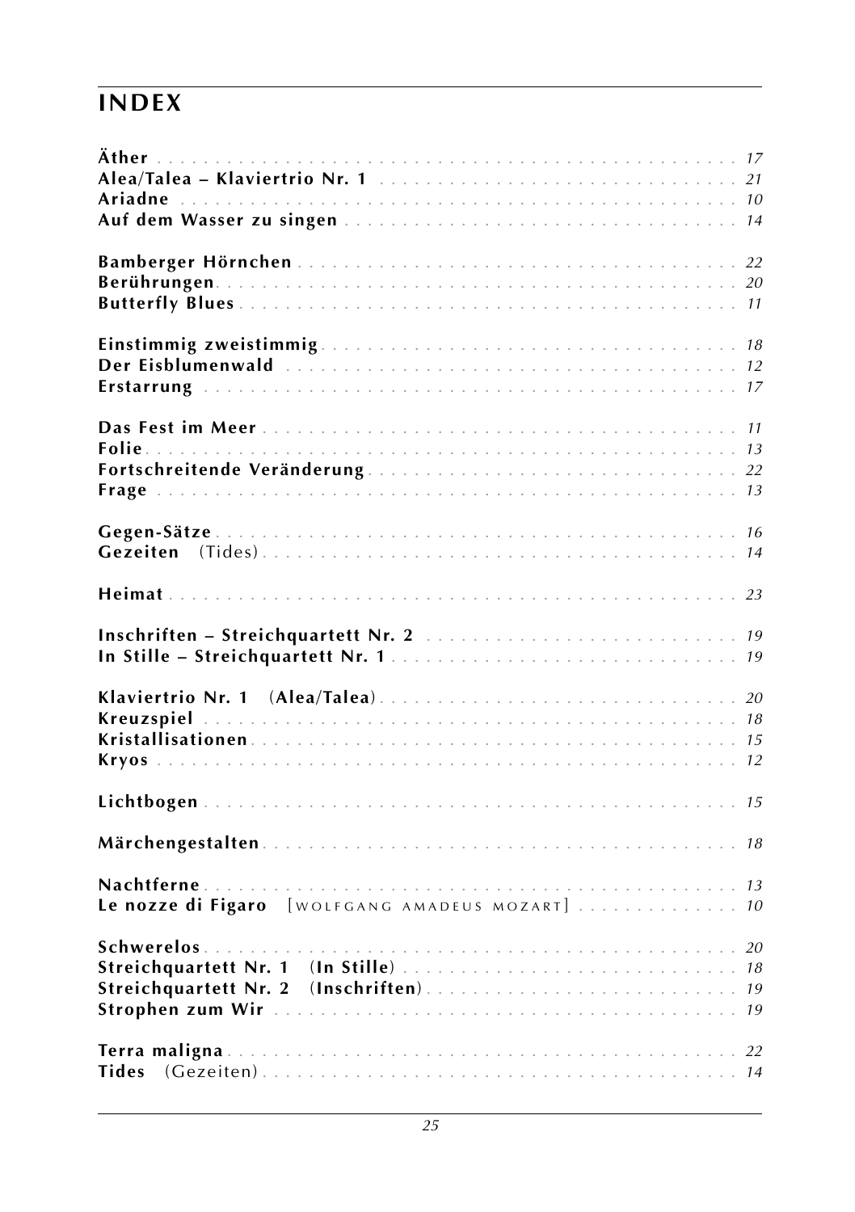# INDEX

**Äther** . . . . . . . . . . . . . . . . . . . . . . . . . . . . . . . . . . . . . . . . . . *17*
**Alea/Talea – Klaviertrio Nr. 1** . . . . . . . . . . . . . . . . . . . . . . . . . . . . . . *21*
**Ariadne** . . . . . . . . . . . . . . . . . . . . . . . . . . . . . . . . . . . . . . . . . *10*
**Auf dem Wasser zu singen** . . . . . . . . . . . . . . . . . . . . . . . . . . . . . . . . *14*

**Bamberger Hörnchen** . . . . . . . . . . . . . . . . . . . . . . . . . . . . . . . . . . . *22*
**Berührungen** . . . . . . . . . . . . . . . . . . . . . . . . . . . . . . . . . . . . . . . *20*
**Butterfly Blues** . . . . . . . . . . . . . . . . . . . . . . . . . . . . . . . . . . . . . *11*

**Einstimmig zweistimmig** . . . . . . . . . . . . . . . . . . . . . . . . . . . . . . . . . *18*
**Der Eisblumenwald** . . . . . . . . . . . . . . . . . . . . . . . . . . . . . . . . . . . . *12*
**Erstarrung** . . . . . . . . . . . . . . . . . . . . . . . . . . . . . . . . . . . . . . . . *17*

**Das Fest im Meer** . . . . . . . . . . . . . . . . . . . . . . . . . . . . . . . . . . . . *11*
**Folie** . . . . . . . . . . . . . . . . . . . . . . . . . . . . . . . . . . . . . . . . . . *13*
**Fortschreitende Veränderung** . . . . . . . . . . . . . . . . . . . . . . . . . . . . . . *22*
**Frage** . . . . . . . . . . . . . . . . . . . . . . . . . . . . . . . . . . . . . . . . . . *13*

**Gegen-Sätze** . . . . . . . . . . . . . . . . . . . . . . . . . . . . . . . . . . . . . . . *16*
**Gezeiten** (Tides) . . . . . . . . . . . . . . . . . . . . . . . . . . . . . . . . . . . . *14*

**Heimat** . . . . . . . . . . . . . . . . . . . . . . . . . . . . . . . . . . . . . . . . . *23*

**Inschriften – Streichquartett Nr. 2** . . . . . . . . . . . . . . . . . . . . . . . . . . . *19*
**In Stille – Streichquartett Nr. 1** . . . . . . . . . . . . . . . . . . . . . . . . . . . . *19*

**Klaviertrio Nr. 1 (Alea/Talea)** . . . . . . . . . . . . . . . . . . . . . . . . . . . . . *20*
**Kreuzspiel** . . . . . . . . . . . . . . . . . . . . . . . . . . . . . . . . . . . . . . . . *18*
**Kristallisationen** . . . . . . . . . . . . . . . . . . . . . . . . . . . . . . . . . . . . *15*
**Kryos** . . . . . . . . . . . . . . . . . . . . . . . . . . . . . . . . . . . . . . . . . . *12*

**Lichtbogen** . . . . . . . . . . . . . . . . . . . . . . . . . . . . . . . . . . . . . . . *15*

**Märchengestalten** . . . . . . . . . . . . . . . . . . . . . . . . . . . . . . . . . . . . *18*

**Nachtferne** . . . . . . . . . . . . . . . . . . . . . . . . . . . . . . . . . . . . . . . *13*
**Le nozze di Figaro** [WOLFGANG AMADEUS MOZART] . . . . . . . . . . . . . . *10*

**Schwerelos** . . . . . . . . . . . . . . . . . . . . . . . . . . . . . . . . . . . . . . . *20*
**Streichquartett Nr. 1 (In Stille)** . . . . . . . . . . . . . . . . . . . . . . . . . . . . *18*
**Streichquartett Nr. 2 (Inschriften)** . . . . . . . . . . . . . . . . . . . . . . . . . . *19*
**Strophen zum Wir** . . . . . . . . . . . . . . . . . . . . . . . . . . . . . . . . . . . . *19*

**Terra maligna** . . . . . . . . . . . . . . . . . . . . . . . . . . . . . . . . . . . . . . *22*
**Tides** (Gezeiten) . . . . . . . . . . . . . . . . . . . . . . . . . . . . . . . . . . . . *14*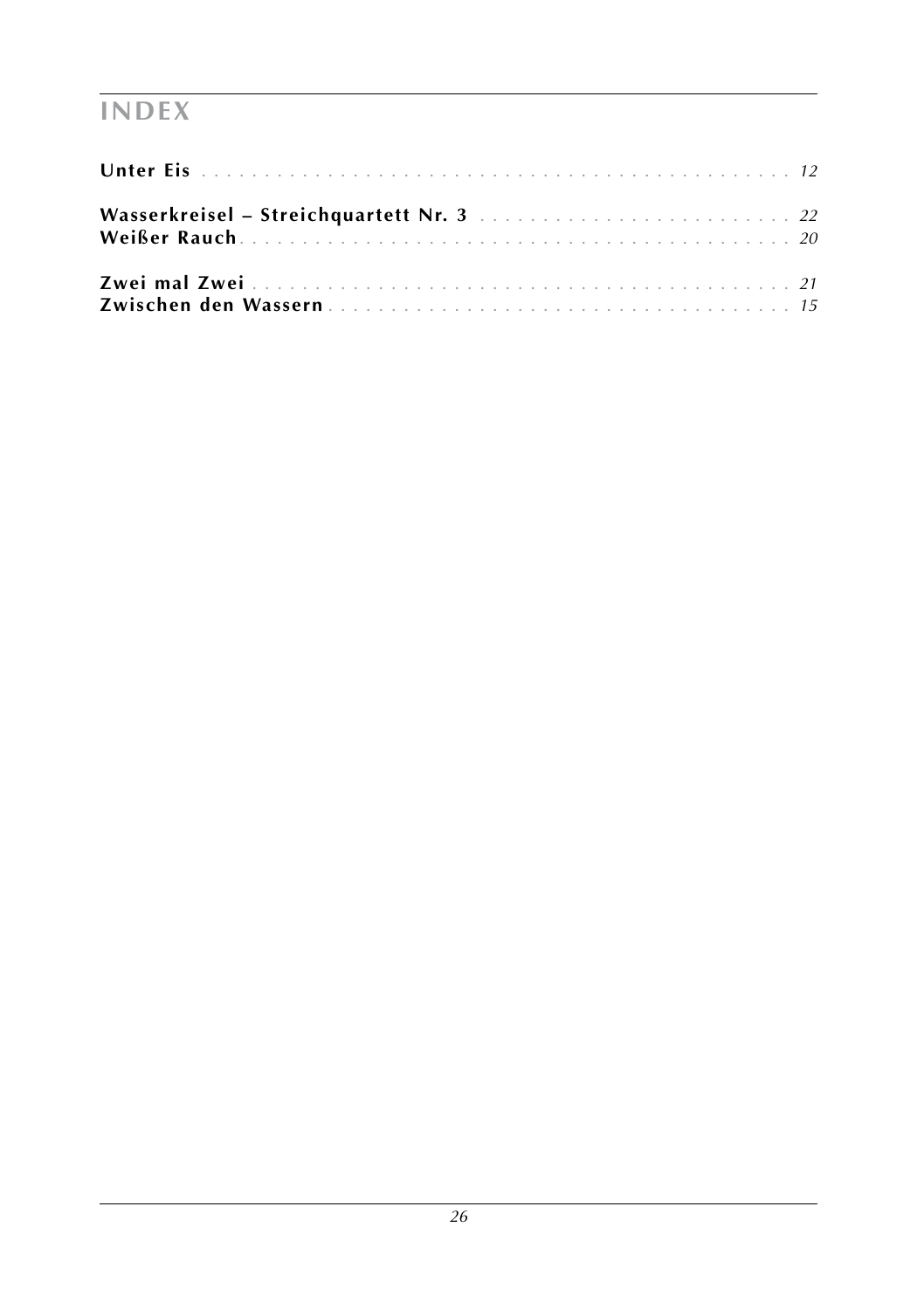# INDEX

**Unter Eis** . . . . . . . . . . . . . . . . . . . . . . . . . . . . . . . . . . . . . . . . . *12*

**Wasserkreisel – Streichquartett Nr. 3** . . . . . . . . . . . . . . . . . . . . . . . . . *22*
**Weißer Rauch** . . . . . . . . . . . . . . . . . . . . . . . . . . . . . . . . . . . . . . . . *20*

**Zwei mal Zwei** . . . . . . . . . . . . . . . . . . . . . . . . . . . . . . . . . . . . . . . *21*
**Zwischen den Wassern** . . . . . . . . . . . . . . . . . . . . . . . . . . . . . . . . . . *15*